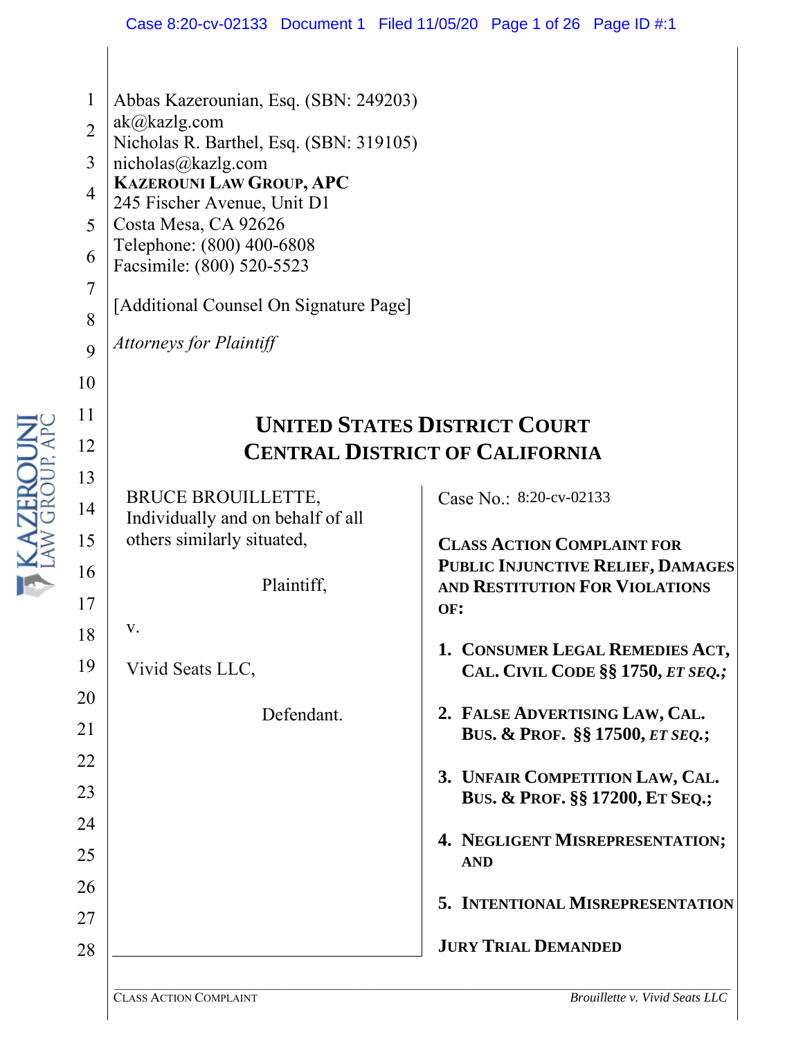Abbas Kazerounian, Esq. (SBN: 249203)
ak@kazlg.com
Nicholas R. Barthel, Esq. (SBN: 319105)
nicholas@kazlg.com
**KAZEROUNI LAW GROUP, APC**
245 Fischer Avenue, Unit D1
Costa Mesa, CA 92626
Telephone: (800) 400-6808
Facsimile: (800) 520-5523

[Additional Counsel On Signature Page]

*Attorneys for Plaintiff*

# UNITED STATES DISTRICT COURT
# CENTRAL DISTRICT OF CALIFORNIA

BRUCE BROUILLETTE, Individually and on behalf of all others similarly situated,

Plaintiff,

v.

Vivid Seats LLC,

Defendant.

Case No.: 8:20-cv-02133

**CLASS ACTION COMPLAINT FOR PUBLIC INJUNCTIVE RELIEF, DAMAGES AND RESTITUTION FOR VIOLATIONS OF:**

1. **CONSUMER LEGAL REMEDIES ACT, CAL. CIVIL CODE §§ 1750, *ET SEQ.*;**
2. **FALSE ADVERTISING LAW, CAL. BUS. & PROF. §§ 17500, *ET SEQ.*;**
3. **UNFAIR COMPETITION LAW, CAL. BUS. & PROF. §§ 17200, ET SEQ.;**
4. **NEGLIGENT MISREPRESENTATION; AND**
5. **INTENTIONAL MISREPRESENTATION**

**JURY TRIAL DEMANDED**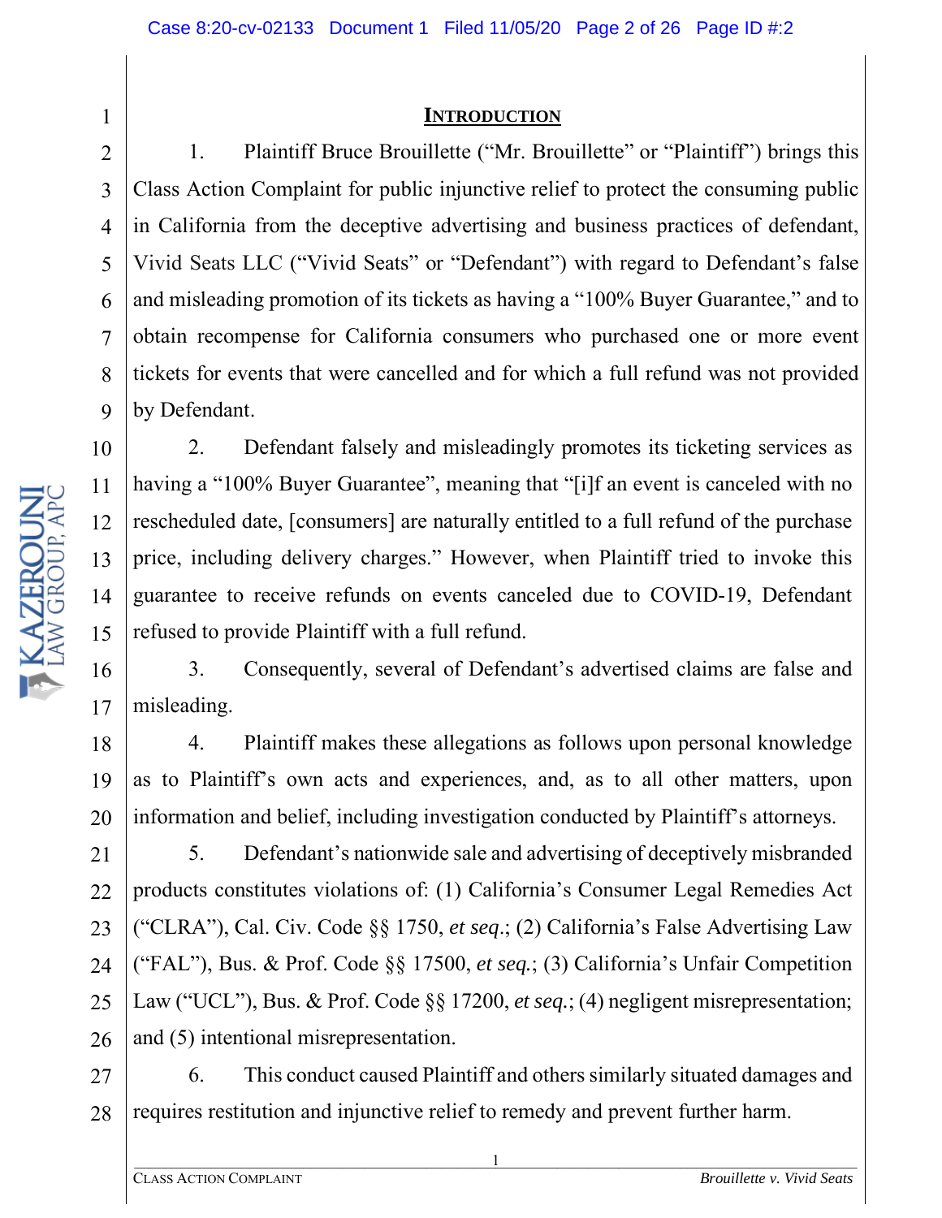## INTRODUCTION

1. Plaintiff Bruce Brouillette ("Mr. Brouillette" or "Plaintiff") brings this Class Action Complaint for public injunctive relief to protect the consuming public in California from the deceptive advertising and business practices of defendant, Vivid Seats LLC ("Vivid Seats" or "Defendant") with regard to Defendant's false and misleading promotion of its tickets as having a "100% Buyer Guarantee," and to obtain recompense for California consumers who purchased one or more event tickets for events that were cancelled and for which a full refund was not provided by Defendant.

2. Defendant falsely and misleadingly promotes its ticketing services as having a "100% Buyer Guarantee", meaning that "[i]f an event is canceled with no rescheduled date, [consumers] are naturally entitled to a full refund of the purchase price, including delivery charges." However, when Plaintiff tried to invoke this guarantee to receive refunds on events canceled due to COVID-19, Defendant refused to provide Plaintiff with a full refund.

3. Consequently, several of Defendant's advertised claims are false and misleading.

4. Plaintiff makes these allegations as follows upon personal knowledge as to Plaintiff's own acts and experiences, and, as to all other matters, upon information and belief, including investigation conducted by Plaintiff's attorneys.

5. Defendant's nationwide sale and advertising of deceptively misbranded products constitutes violations of: (1) California's Consumer Legal Remedies Act ("CLRA"), Cal. Civ. Code §§ 1750, *et seq*.; (2) California's False Advertising Law ("FAL"), Bus. & Prof. Code §§ 17500, *et seq.*; (3) California's Unfair Competition Law ("UCL"), Bus. & Prof. Code §§ 17200, *et seq.*; (4) negligent misrepresentation; and (5) intentional misrepresentation.

6. This conduct caused Plaintiff and others similarly situated damages and requires restitution and injunctive relief to remedy and prevent further harm.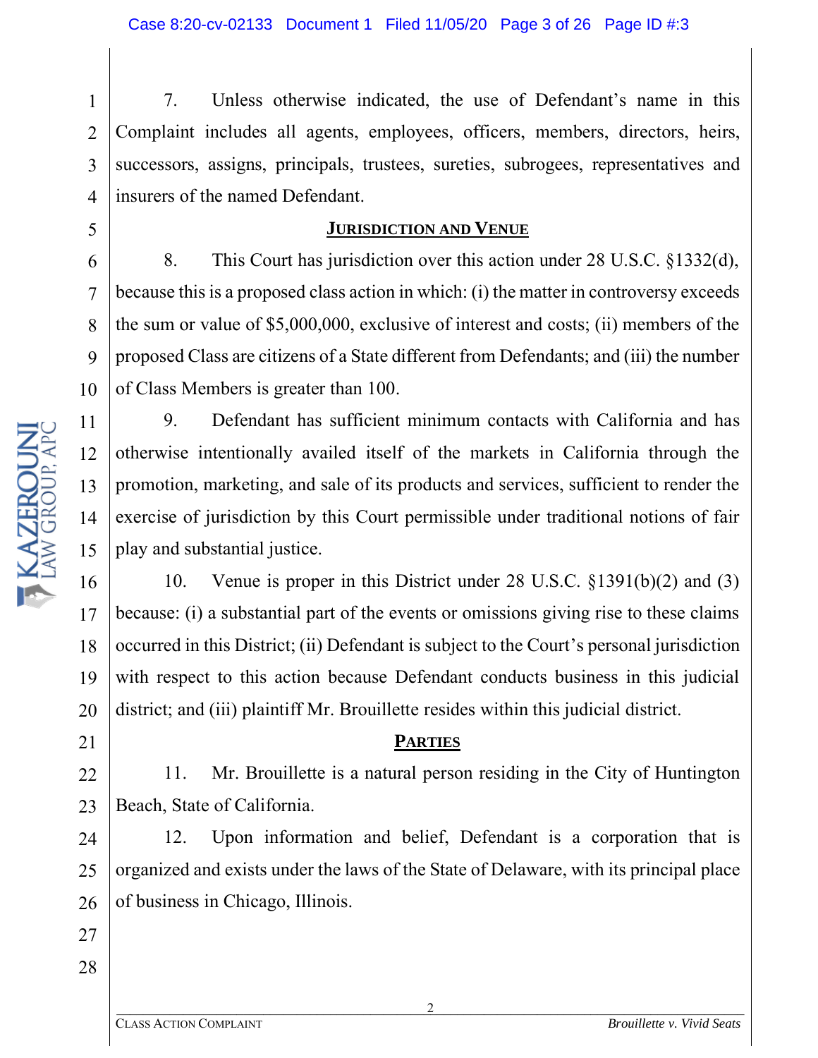7. Unless otherwise indicated, the use of Defendant's name in this Complaint includes all agents, employees, officers, members, directors, heirs, successors, assigns, principals, trustees, sureties, subrogees, representatives and insurers of the named Defendant.

## JURISDICTION AND VENUE

8. This Court has jurisdiction over this action under 28 U.S.C. §1332(d), because this is a proposed class action in which: (i) the matter in controversy exceeds the sum or value of $5,000,000, exclusive of interest and costs; (ii) members of the proposed Class are citizens of a State different from Defendants; and (iii) the number of Class Members is greater than 100.

9. Defendant has sufficient minimum contacts with California and has otherwise intentionally availed itself of the markets in California through the promotion, marketing, and sale of its products and services, sufficient to render the exercise of jurisdiction by this Court permissible under traditional notions of fair play and substantial justice.

10. Venue is proper in this District under 28 U.S.C. §1391(b)(2) and (3) because: (i) a substantial part of the events or omissions giving rise to these claims occurred in this District; (ii) Defendant is subject to the Court's personal jurisdiction with respect to this action because Defendant conducts business in this judicial district; and (iii) plaintiff Mr. Brouillette resides within this judicial district.

## PARTIES

11. Mr. Brouillette is a natural person residing in the City of Huntington Beach, State of California.

12. Upon information and belief, Defendant is a corporation that is organized and exists under the laws of the State of Delaware, with its principal place of business in Chicago, Illinois.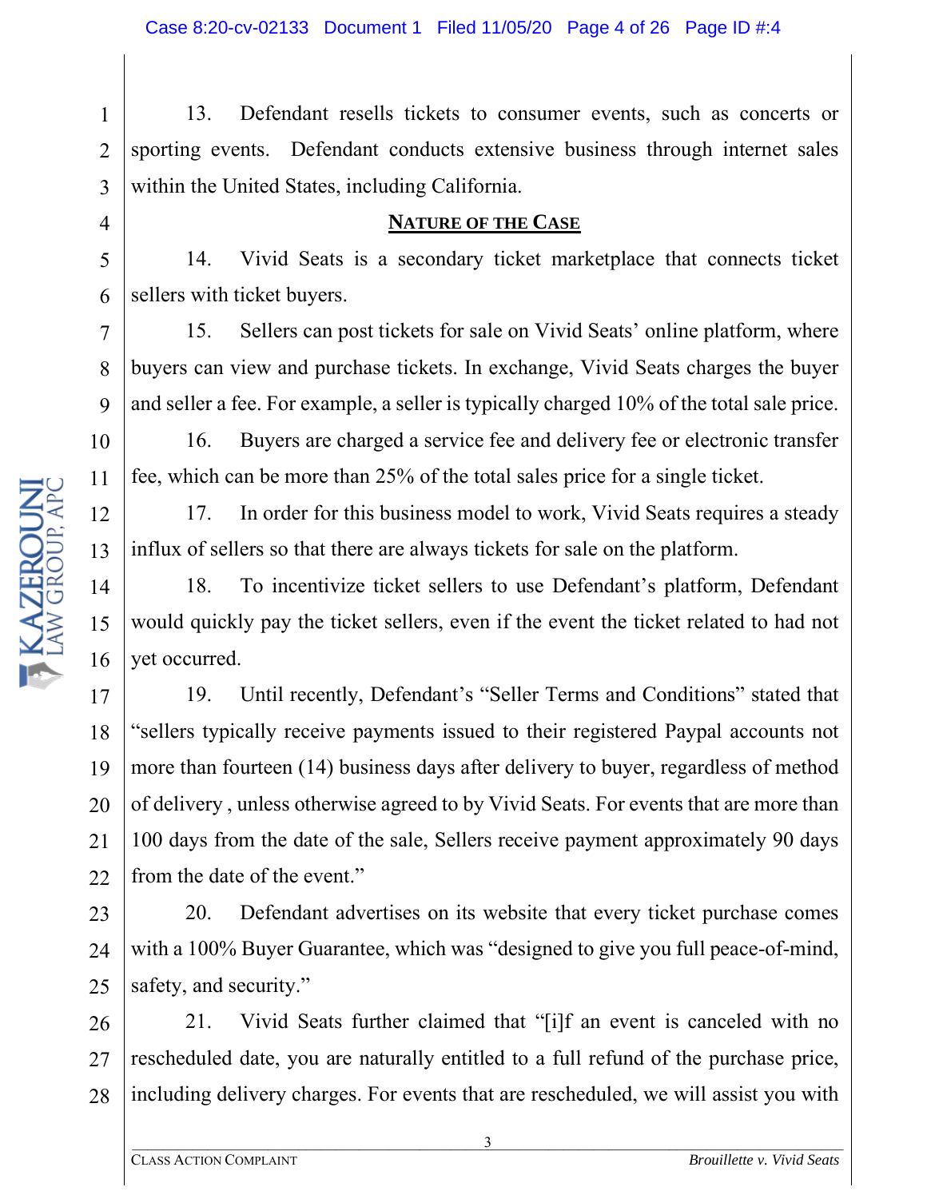13. Defendant resells tickets to consumer events, such as concerts or sporting events. Defendant conducts extensive business through internet sales within the United States, including California.

## NATURE OF THE CASE

14. Vivid Seats is a secondary ticket marketplace that connects ticket sellers with ticket buyers.

15. Sellers can post tickets for sale on Vivid Seats' online platform, where buyers can view and purchase tickets. In exchange, Vivid Seats charges the buyer and seller a fee. For example, a seller is typically charged 10% of the total sale price.

16. Buyers are charged a service fee and delivery fee or electronic transfer fee, which can be more than 25% of the total sales price for a single ticket.

17. In order for this business model to work, Vivid Seats requires a steady influx of sellers so that there are always tickets for sale on the platform.

18. To incentivize ticket sellers to use Defendant's platform, Defendant would quickly pay the ticket sellers, even if the event the ticket related to had not yet occurred.

19. Until recently, Defendant's "Seller Terms and Conditions" stated that "sellers typically receive payments issued to their registered Paypal accounts not more than fourteen (14) business days after delivery to buyer, regardless of method of delivery , unless otherwise agreed to by Vivid Seats. For events that are more than 100 days from the date of the sale, Sellers receive payment approximately 90 days from the date of the event."

20. Defendant advertises on its website that every ticket purchase comes with a 100% Buyer Guarantee, which was "designed to give you full peace-of-mind, safety, and security."

21. Vivid Seats further claimed that "[i]f an event is canceled with no rescheduled date, you are naturally entitled to a full refund of the purchase price, including delivery charges. For events that are rescheduled, we will assist you with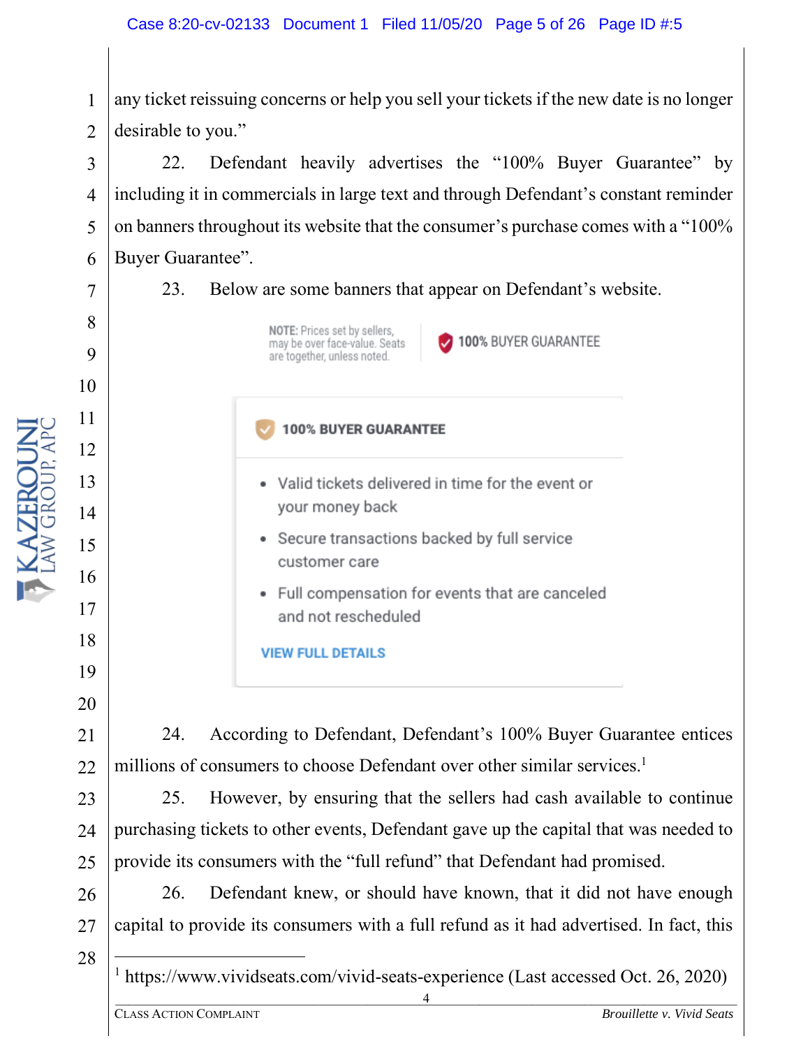any ticket reissuing concerns or help you sell your tickets if the new date is no longer desirable to you."

22. Defendant heavily advertises the "100% Buyer Guarantee" by including it in commercials in large text and through Defendant's constant reminder on banners throughout its website that the consumer's purchase comes with a "100% Buyer Guarantee".

23. Below are some banners that appear on Defendant's website.

NOTE: Prices set by sellers, may be over face-value. Seats are together, unless noted. | 100% BUYER GUARANTEE

**100% BUYER GUARANTEE**

- Valid tickets delivered in time for the event or your money back
- Secure transactions backed by full service customer care
- Full compensation for events that are canceled and not rescheduled

VIEW FULL DETAILS

24. According to Defendant, Defendant's 100% Buyer Guarantee entices millions of consumers to choose Defendant over other similar services.[1]

25. However, by ensuring that the sellers had cash available to continue purchasing tickets to other events, Defendant gave up the capital that was needed to provide its consumers with the "full refund" that Defendant had promised.

26. Defendant knew, or should have known, that it did not have enough capital to provide its consumers with a full refund as it had advertised. In fact, this

[1] https://www.vividseats.com/vivid-seats-experience (Last accessed Oct. 26, 2020)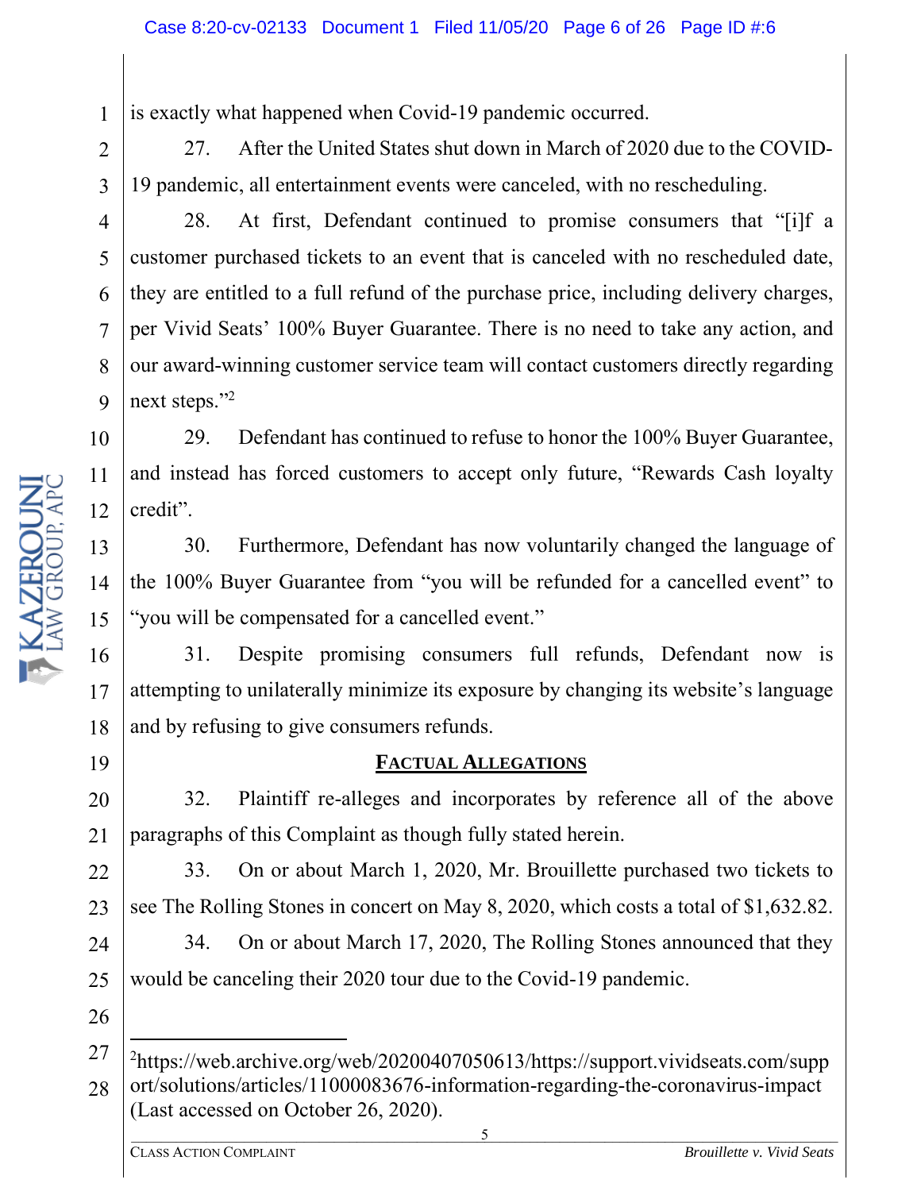is exactly what happened when Covid-19 pandemic occurred.

27. After the United States shut down in March of 2020 due to the COVID-19 pandemic, all entertainment events were canceled, with no rescheduling.

28. At first, Defendant continued to promise consumers that "[i]f a customer purchased tickets to an event that is canceled with no rescheduled date, they are entitled to a full refund of the purchase price, including delivery charges, per Vivid Seats' 100% Buyer Guarantee. There is no need to take any action, and our award-winning customer service team will contact customers directly regarding next steps."[2]

29. Defendant has continued to refuse to honor the 100% Buyer Guarantee, and instead has forced customers to accept only future, "Rewards Cash loyalty credit".

30. Furthermore, Defendant has now voluntarily changed the language of the 100% Buyer Guarantee from "you will be refunded for a cancelled event" to "you will be compensated for a cancelled event."

31. Despite promising consumers full refunds, Defendant now is attempting to unilaterally minimize its exposure by changing its website's language and by refusing to give consumers refunds.

## FACTUAL ALLEGATIONS

32. Plaintiff re-alleges and incorporates by reference all of the above paragraphs of this Complaint as though fully stated herein.

33. On or about March 1, 2020, Mr. Brouillette purchased two tickets to see The Rolling Stones in concert on May 8, 2020, which costs a total of $1,632.82.

34. On or about March 17, 2020, The Rolling Stones announced that they would be canceling their 2020 tour due to the Covid-19 pandemic.

---

[2] https://web.archive.org/web/20200407050613/https://support.vividseats.com/support/solutions/articles/11000083676-information-regarding-the-coronavirus-impact (Last accessed on October 26, 2020).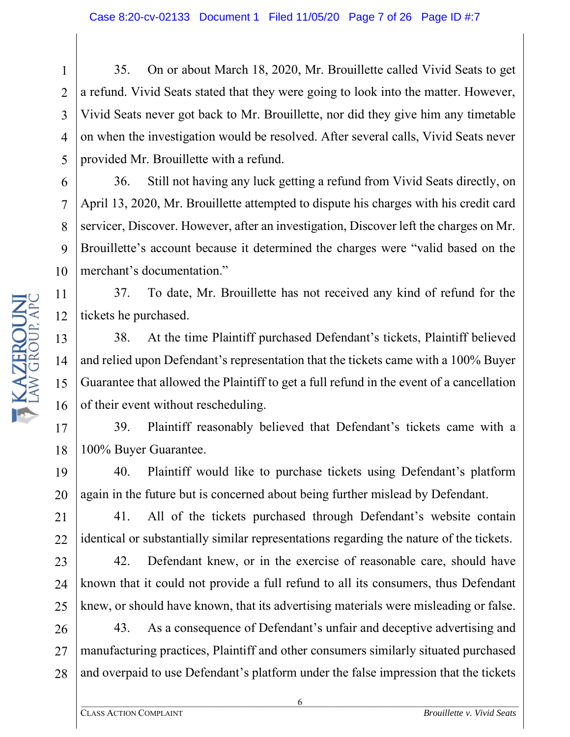35. On or about March 18, 2020, Mr. Brouillette called Vivid Seats to get a refund. Vivid Seats stated that they were going to look into the matter. However, Vivid Seats never got back to Mr. Brouillette, nor did they give him any timetable on when the investigation would be resolved. After several calls, Vivid Seats never provided Mr. Brouillette with a refund.

36. Still not having any luck getting a refund from Vivid Seats directly, on April 13, 2020, Mr. Brouillette attempted to dispute his charges with his credit card servicer, Discover. However, after an investigation, Discover left the charges on Mr. Brouillette's account because it determined the charges were "valid based on the merchant's documentation."

37. To date, Mr. Brouillette has not received any kind of refund for the tickets he purchased.

38. At the time Plaintiff purchased Defendant's tickets, Plaintiff believed and relied upon Defendant's representation that the tickets came with a 100% Buyer Guarantee that allowed the Plaintiff to get a full refund in the event of a cancellation of their event without rescheduling.

39. Plaintiff reasonably believed that Defendant's tickets came with a 100% Buyer Guarantee.

40. Plaintiff would like to purchase tickets using Defendant's platform again in the future but is concerned about being further mislead by Defendant.

41. All of the tickets purchased through Defendant's website contain identical or substantially similar representations regarding the nature of the tickets.

42. Defendant knew, or in the exercise of reasonable care, should have known that it could not provide a full refund to all its consumers, thus Defendant knew, or should have known, that its advertising materials were misleading or false.

43. As a consequence of Defendant's unfair and deceptive advertising and manufacturing practices, Plaintiff and other consumers similarly situated purchased and overpaid to use Defendant's platform under the false impression that the tickets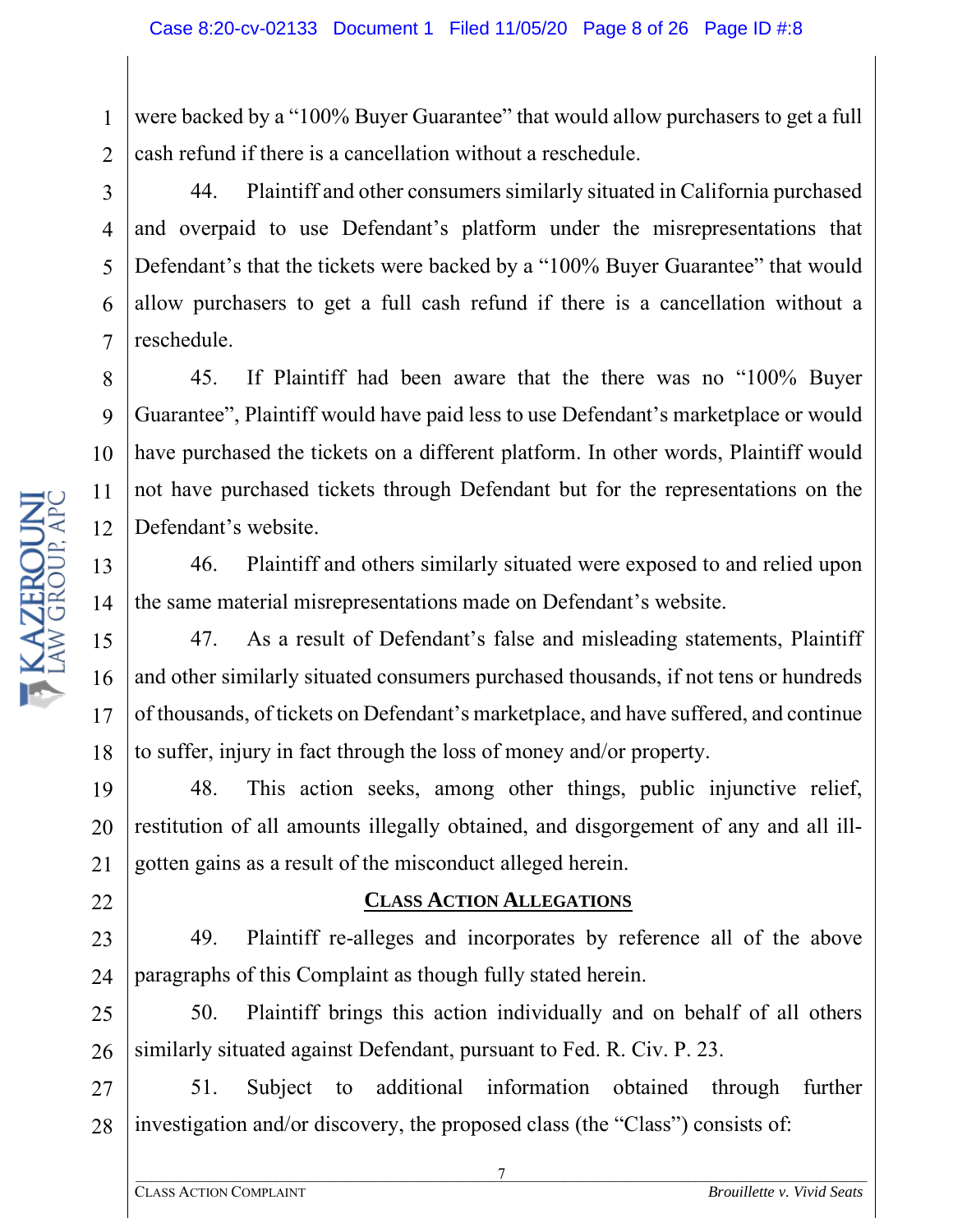were backed by a "100% Buyer Guarantee" that would allow purchasers to get a full cash refund if there is a cancellation without a reschedule.

44. Plaintiff and other consumers similarly situated in California purchased and overpaid to use Defendant's platform under the misrepresentations that Defendant's that the tickets were backed by a "100% Buyer Guarantee" that would allow purchasers to get a full cash refund if there is a cancellation without a reschedule.

45. If Plaintiff had been aware that the there was no "100% Buyer Guarantee", Plaintiff would have paid less to use Defendant's marketplace or would have purchased the tickets on a different platform. In other words, Plaintiff would not have purchased tickets through Defendant but for the representations on the Defendant's website.

46. Plaintiff and others similarly situated were exposed to and relied upon the same material misrepresentations made on Defendant's website.

47. As a result of Defendant's false and misleading statements, Plaintiff and other similarly situated consumers purchased thousands, if not tens or hundreds of thousands, of tickets on Defendant's marketplace, and have suffered, and continue to suffer, injury in fact through the loss of money and/or property.

48. This action seeks, among other things, public injunctive relief, restitution of all amounts illegally obtained, and disgorgement of any and all ill-gotten gains as a result of the misconduct alleged herein.

## CLASS ACTION ALLEGATIONS

49. Plaintiff re-alleges and incorporates by reference all of the above paragraphs of this Complaint as though fully stated herein.

50. Plaintiff brings this action individually and on behalf of all others similarly situated against Defendant, pursuant to Fed. R. Civ. P. 23.

51. Subject to additional information obtained through further investigation and/or discovery, the proposed class (the "Class") consists of: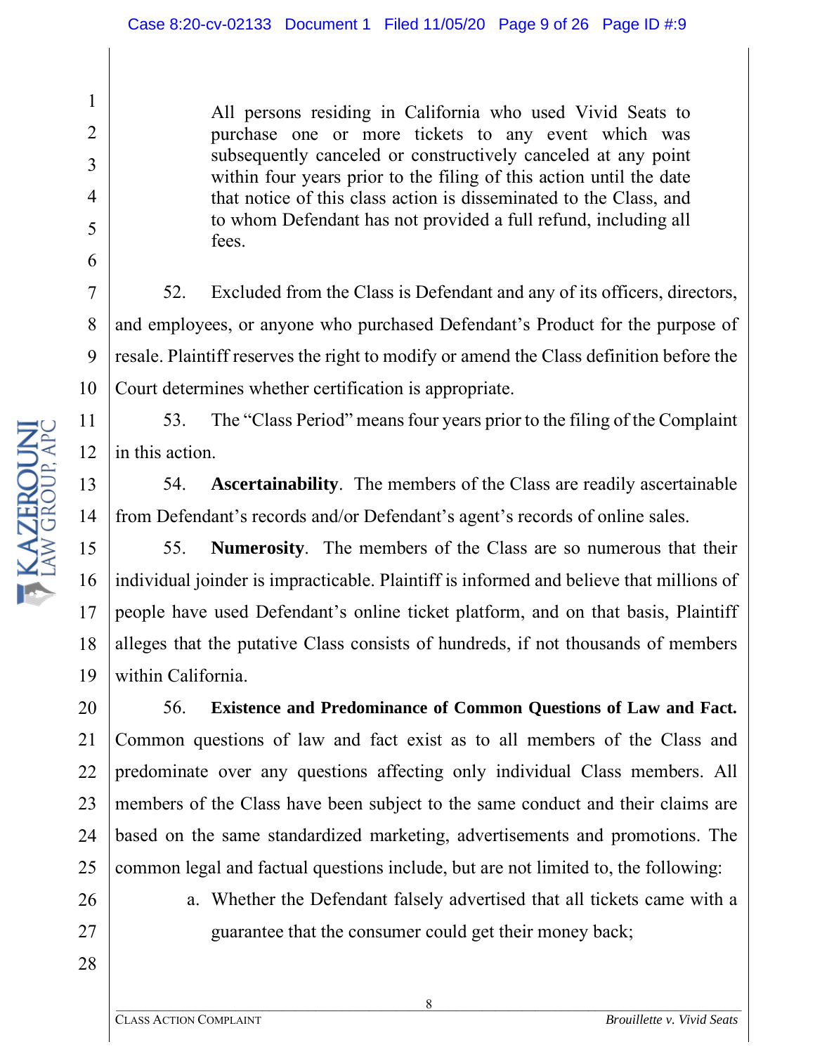> All persons residing in California who used Vivid Seats to purchase one or more tickets to any event which was subsequently canceled or constructively canceled at any point within four years prior to the filing of this action until the date that notice of this class action is disseminated to the Class, and to whom Defendant has not provided a full refund, including all fees.

52. Excluded from the Class is Defendant and any of its officers, directors, and employees, or anyone who purchased Defendant's Product for the purpose of resale. Plaintiff reserves the right to modify or amend the Class definition before the Court determines whether certification is appropriate.

53. The "Class Period" means four years prior to the filing of the Complaint in this action.

54. **Ascertainability**. The members of the Class are readily ascertainable from Defendant's records and/or Defendant's agent's records of online sales.

55. **Numerosity**. The members of the Class are so numerous that their individual joinder is impracticable. Plaintiff is informed and believe that millions of people have used Defendant's online ticket platform, and on that basis, Plaintiff alleges that the putative Class consists of hundreds, if not thousands of members within California.

56. **Existence and Predominance of Common Questions of Law and Fact.** Common questions of law and fact exist as to all members of the Class and predominate over any questions affecting only individual Class members. All members of the Class have been subject to the same conduct and their claims are based on the same standardized marketing, advertisements and promotions. The common legal and factual questions include, but are not limited to, the following:

a. Whether the Defendant falsely advertised that all tickets came with a guarantee that the consumer could get their money back;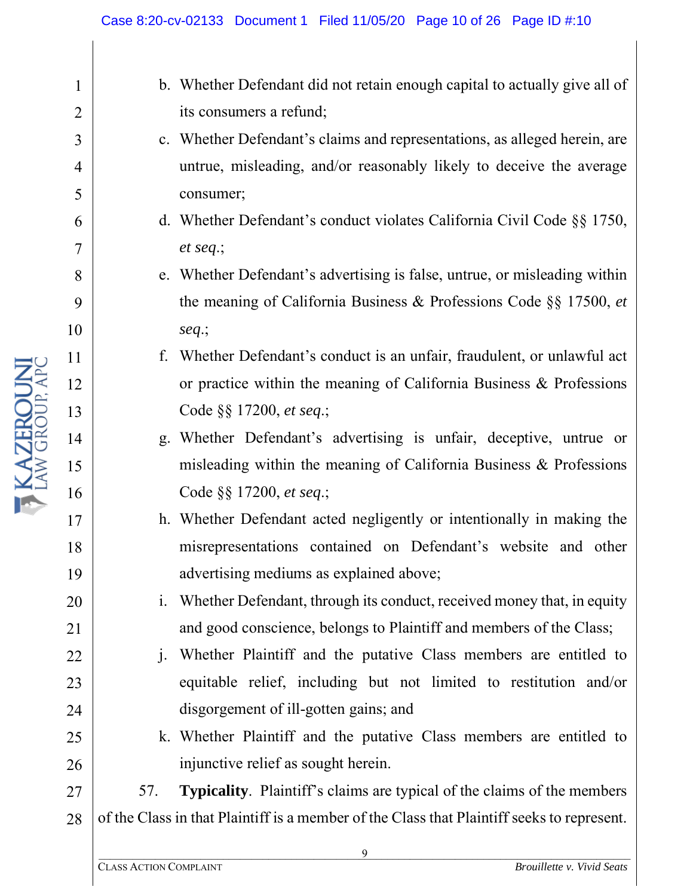b. Whether Defendant did not retain enough capital to actually give all of its consumers a refund;

c. Whether Defendant's claims and representations, as alleged herein, are untrue, misleading, and/or reasonably likely to deceive the average consumer;

d. Whether Defendant's conduct violates California Civil Code §§ 1750, *et seq*.;

e. Whether Defendant's advertising is false, untrue, or misleading within the meaning of California Business & Professions Code §§ 17500, *et seq*.;

f. Whether Defendant's conduct is an unfair, fraudulent, or unlawful act or practice within the meaning of California Business & Professions Code §§ 17200, *et seq*.;

g. Whether Defendant's advertising is unfair, deceptive, untrue or misleading within the meaning of California Business & Professions Code §§ 17200, *et seq*.;

h. Whether Defendant acted negligently or intentionally in making the misrepresentations contained on Defendant's website and other advertising mediums as explained above;

i. Whether Defendant, through its conduct, received money that, in equity and good conscience, belongs to Plaintiff and members of the Class;

j. Whether Plaintiff and the putative Class members are entitled to equitable relief, including but not limited to restitution and/or disgorgement of ill-gotten gains; and

k. Whether Plaintiff and the putative Class members are entitled to injunctive relief as sought herein.

57. **Typicality**. Plaintiff's claims are typical of the claims of the members of the Class in that Plaintiff is a member of the Class that Plaintiff seeks to represent.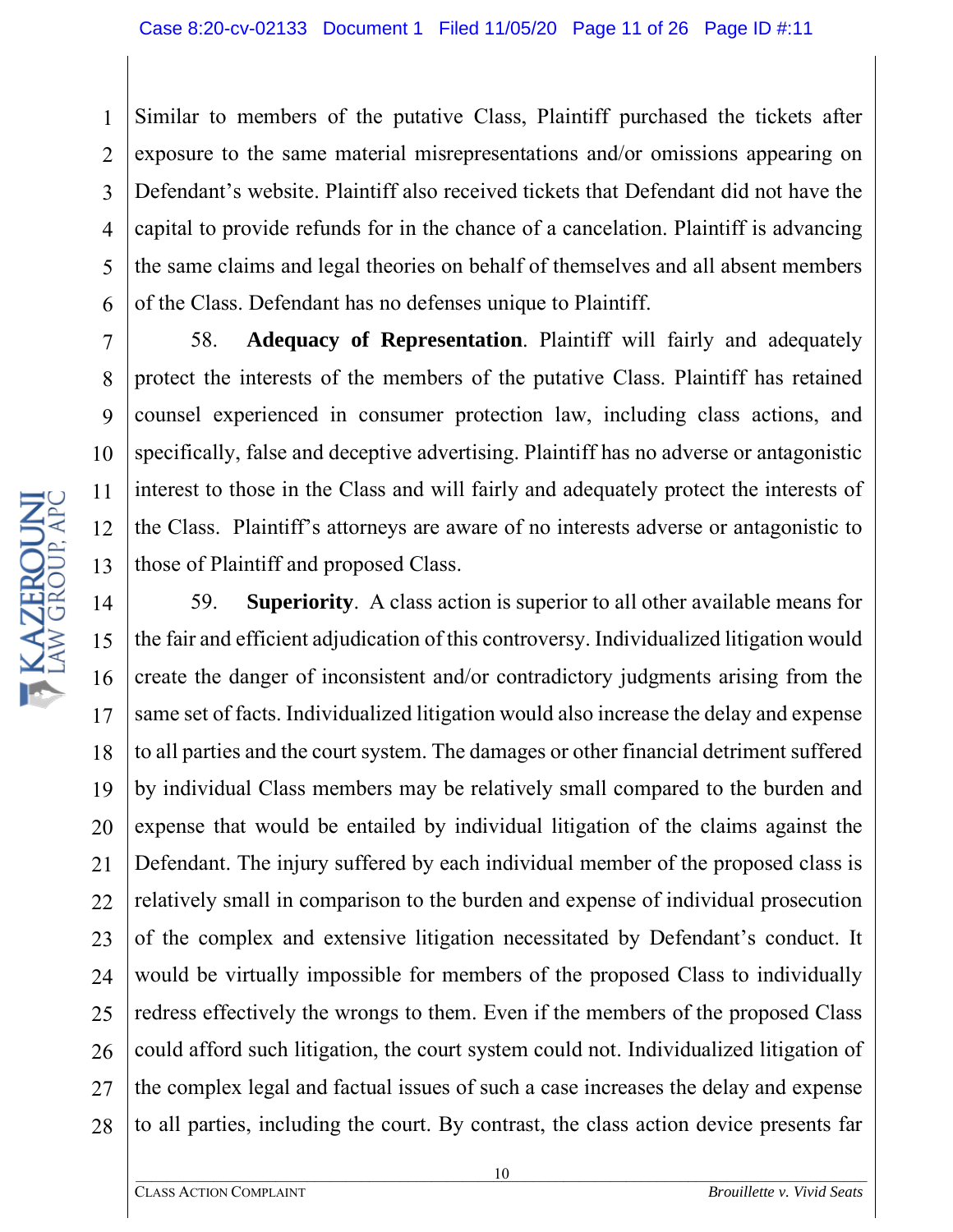Similar to members of the putative Class, Plaintiff purchased the tickets after exposure to the same material misrepresentations and/or omissions appearing on Defendant's website. Plaintiff also received tickets that Defendant did not have the capital to provide refunds for in the chance of a cancelation. Plaintiff is advancing the same claims and legal theories on behalf of themselves and all absent members of the Class. Defendant has no defenses unique to Plaintiff.

58. **Adequacy of Representation**. Plaintiff will fairly and adequately protect the interests of the members of the putative Class. Plaintiff has retained counsel experienced in consumer protection law, including class actions, and specifically, false and deceptive advertising. Plaintiff has no adverse or antagonistic interest to those in the Class and will fairly and adequately protect the interests of the Class. Plaintiff's attorneys are aware of no interests adverse or antagonistic to those of Plaintiff and proposed Class.

59. **Superiority**. A class action is superior to all other available means for the fair and efficient adjudication of this controversy. Individualized litigation would create the danger of inconsistent and/or contradictory judgments arising from the same set of facts. Individualized litigation would also increase the delay and expense to all parties and the court system. The damages or other financial detriment suffered by individual Class members may be relatively small compared to the burden and expense that would be entailed by individual litigation of the claims against the Defendant. The injury suffered by each individual member of the proposed class is relatively small in comparison to the burden and expense of individual prosecution of the complex and extensive litigation necessitated by Defendant's conduct. It would be virtually impossible for members of the proposed Class to individually redress effectively the wrongs to them. Even if the members of the proposed Class could afford such litigation, the court system could not. Individualized litigation of the complex legal and factual issues of such a case increases the delay and expense to all parties, including the court. By contrast, the class action device presents far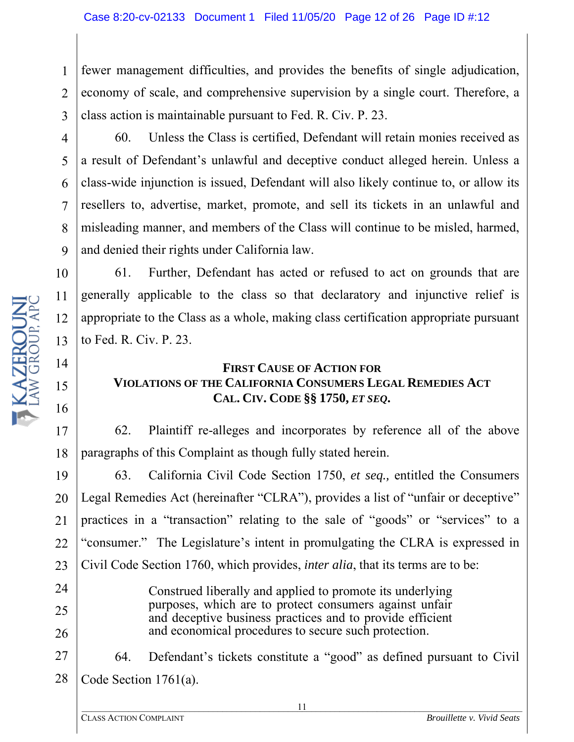fewer management difficulties, and provides the benefits of single adjudication, economy of scale, and comprehensive supervision by a single court. Therefore, a class action is maintainable pursuant to Fed. R. Civ. P. 23.

60. Unless the Class is certified, Defendant will retain monies received as a result of Defendant's unlawful and deceptive conduct alleged herein. Unless a class-wide injunction is issued, Defendant will also likely continue to, or allow its resellers to, advertise, market, promote, and sell its tickets in an unlawful and misleading manner, and members of the Class will continue to be misled, harmed, and denied their rights under California law.

61. Further, Defendant has acted or refused to act on grounds that are generally applicable to the class so that declaratory and injunctive relief is appropriate to the Class as a whole, making class certification appropriate pursuant to Fed. R. Civ. P. 23.

## FIRST CAUSE OF ACTION FOR VIOLATIONS OF THE CALIFORNIA CONSUMERS LEGAL REMEDIES ACT CAL. CIV. CODE §§ 1750, *ET SEQ.*

62. Plaintiff re-alleges and incorporates by reference all of the above paragraphs of this Complaint as though fully stated herein.

63. California Civil Code Section 1750, *et seq.*, entitled the Consumers Legal Remedies Act (hereinafter "CLRA"), provides a list of "unfair or deceptive" practices in a "transaction" relating to the sale of "goods" or "services" to a "consumer." The Legislature's intent in promulgating the CLRA is expressed in Civil Code Section 1760, which provides, *inter alia*, that its terms are to be:

> Construed liberally and applied to promote its underlying purposes, which are to protect consumers against unfair and deceptive business practices and to provide efficient and economical procedures to secure such protection.

64. Defendant's tickets constitute a "good" as defined pursuant to Civil Code Section 1761(a).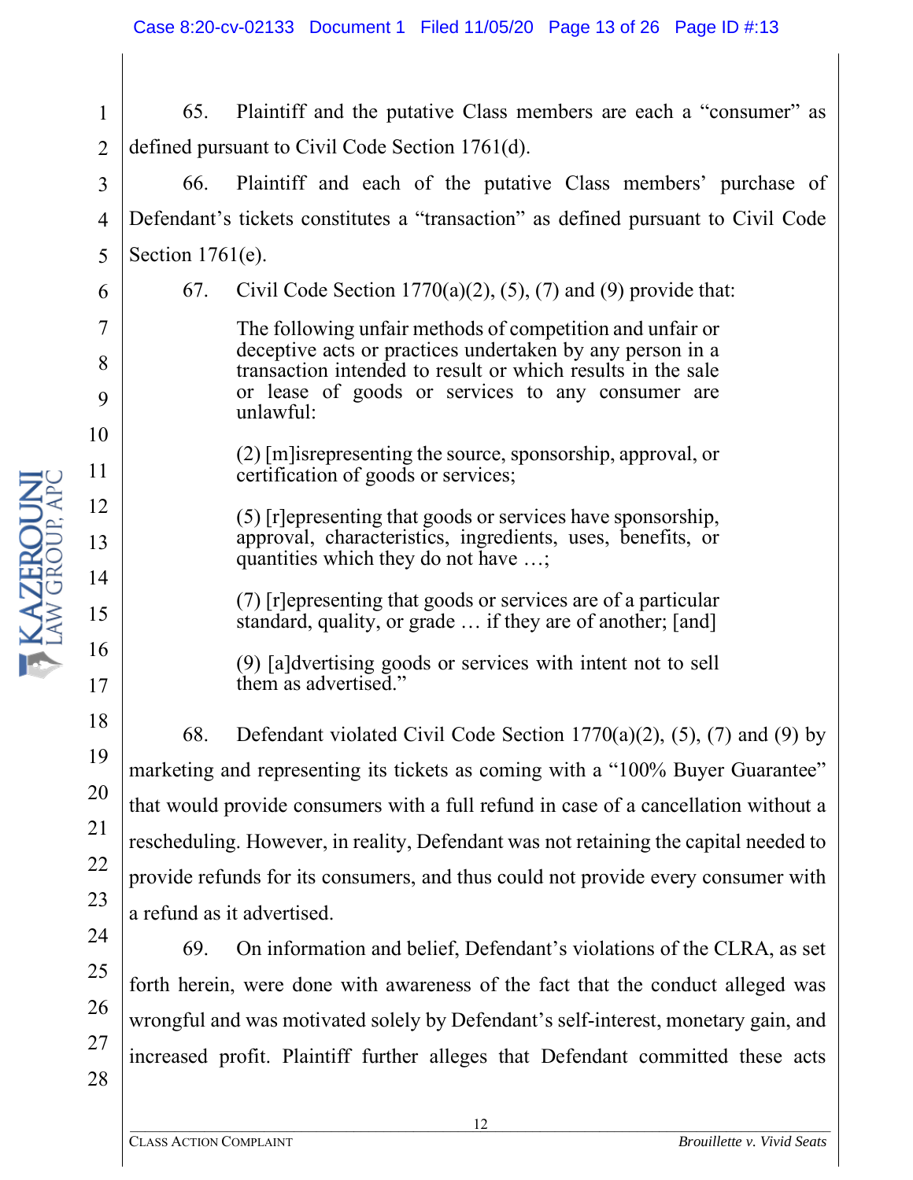65. Plaintiff and the putative Class members are each a "consumer" as defined pursuant to Civil Code Section 1761(d).

66. Plaintiff and each of the putative Class members' purchase of Defendant's tickets constitutes a "transaction" as defined pursuant to Civil Code Section 1761(e).

67. Civil Code Section 1770(a)(2), (5), (7) and (9) provide that:

> The following unfair methods of competition and unfair or deceptive acts or practices undertaken by any person in a transaction intended to result or which results in the sale or lease of goods or services to any consumer are unlawful:
>
> (2) [m]isrepresenting the source, sponsorship, approval, or certification of goods or services;
>
> (5) [r]epresenting that goods or services have sponsorship, approval, characteristics, ingredients, uses, benefits, or quantities which they do not have …;
>
> (7) [r]epresenting that goods or services are of a particular standard, quality, or grade … if they are of another; [and]
>
> (9) [a]dvertising goods or services with intent not to sell them as advertised."

68. Defendant violated Civil Code Section 1770(a)(2), (5), (7) and (9) by marketing and representing its tickets as coming with a "100% Buyer Guarantee" that would provide consumers with a full refund in case of a cancellation without a rescheduling. However, in reality, Defendant was not retaining the capital needed to provide refunds for its consumers, and thus could not provide every consumer with a refund as it advertised.

69. On information and belief, Defendant's violations of the CLRA, as set forth herein, were done with awareness of the fact that the conduct alleged was wrongful and was motivated solely by Defendant's self-interest, monetary gain, and increased profit. Plaintiff further alleges that Defendant committed these acts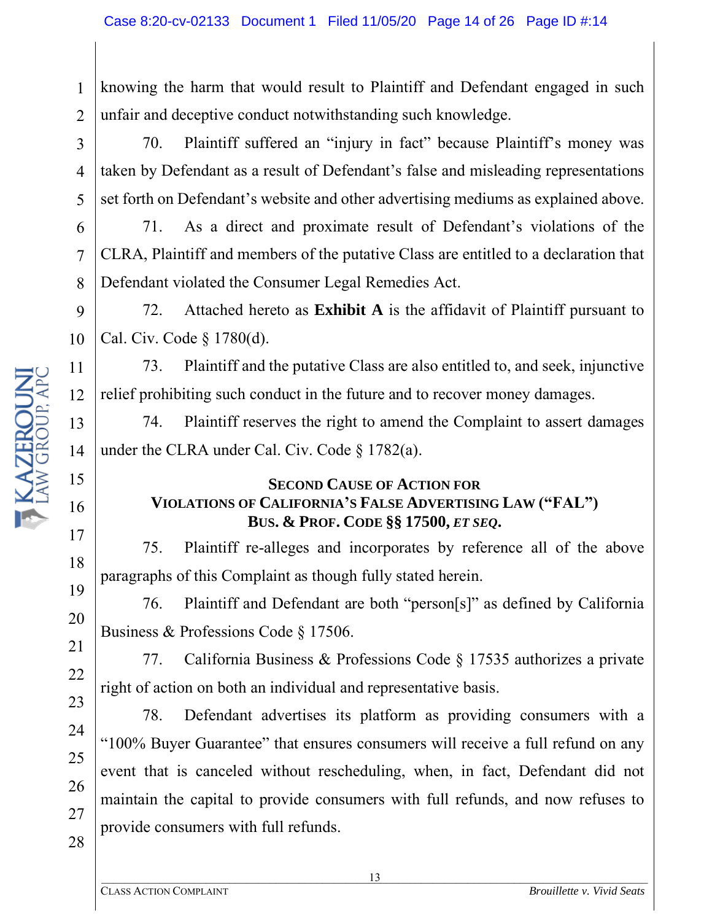knowing the harm that would result to Plaintiff and Defendant engaged in such unfair and deceptive conduct notwithstanding such knowledge.

70. Plaintiff suffered an "injury in fact" because Plaintiff's money was taken by Defendant as a result of Defendant's false and misleading representations set forth on Defendant's website and other advertising mediums as explained above.

71. As a direct and proximate result of Defendant's violations of the CLRA, Plaintiff and members of the putative Class are entitled to a declaration that Defendant violated the Consumer Legal Remedies Act.

72. Attached hereto as **Exhibit A** is the affidavit of Plaintiff pursuant to Cal. Civ. Code § 1780(d).

73. Plaintiff and the putative Class are also entitled to, and seek, injunctive relief prohibiting such conduct in the future and to recover money damages.

74. Plaintiff reserves the right to amend the Complaint to assert damages under the CLRA under Cal. Civ. Code § 1782(a).

## SECOND CAUSE OF ACTION FOR VIOLATIONS OF CALIFORNIA'S FALSE ADVERTISING LAW ("FAL") BUS. & PROF. CODE §§ 17500, *ET SEQ*.

75. Plaintiff re-alleges and incorporates by reference all of the above paragraphs of this Complaint as though fully stated herein.

76. Plaintiff and Defendant are both "person[s]" as defined by California Business & Professions Code § 17506.

77. California Business & Professions Code § 17535 authorizes a private right of action on both an individual and representative basis.

78. Defendant advertises its platform as providing consumers with a "100% Buyer Guarantee" that ensures consumers will receive a full refund on any event that is canceled without rescheduling, when, in fact, Defendant did not maintain the capital to provide consumers with full refunds, and now refuses to provide consumers with full refunds.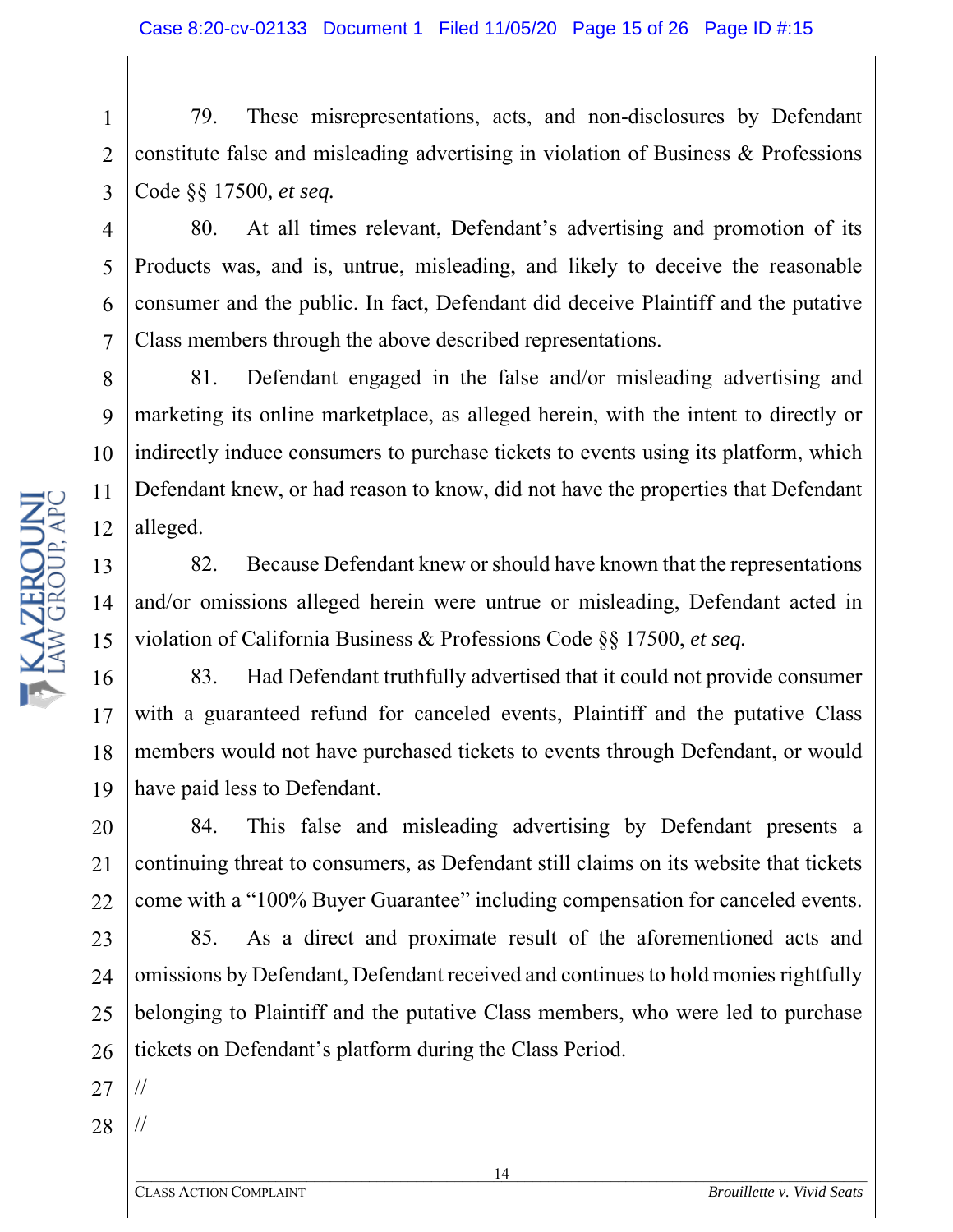79. These misrepresentations, acts, and non-disclosures by Defendant constitute false and misleading advertising in violation of Business & Professions Code §§ 17500*, et seq.*

80. At all times relevant, Defendant's advertising and promotion of its Products was, and is, untrue, misleading, and likely to deceive the reasonable consumer and the public. In fact, Defendant did deceive Plaintiff and the putative Class members through the above described representations.

81. Defendant engaged in the false and/or misleading advertising and marketing its online marketplace, as alleged herein, with the intent to directly or indirectly induce consumers to purchase tickets to events using its platform, which Defendant knew, or had reason to know, did not have the properties that Defendant alleged.

82. Because Defendant knew or should have known that the representations and/or omissions alleged herein were untrue or misleading, Defendant acted in violation of California Business & Professions Code §§ 17500, *et seq.*

83. Had Defendant truthfully advertised that it could not provide consumer with a guaranteed refund for canceled events, Plaintiff and the putative Class members would not have purchased tickets to events through Defendant, or would have paid less to Defendant.

84. This false and misleading advertising by Defendant presents a continuing threat to consumers, as Defendant still claims on its website that tickets come with a "100% Buyer Guarantee" including compensation for canceled events.

85. As a direct and proximate result of the aforementioned acts and omissions by Defendant, Defendant received and continues to hold monies rightfully belonging to Plaintiff and the putative Class members, who were led to purchase tickets on Defendant's platform during the Class Period.

//

//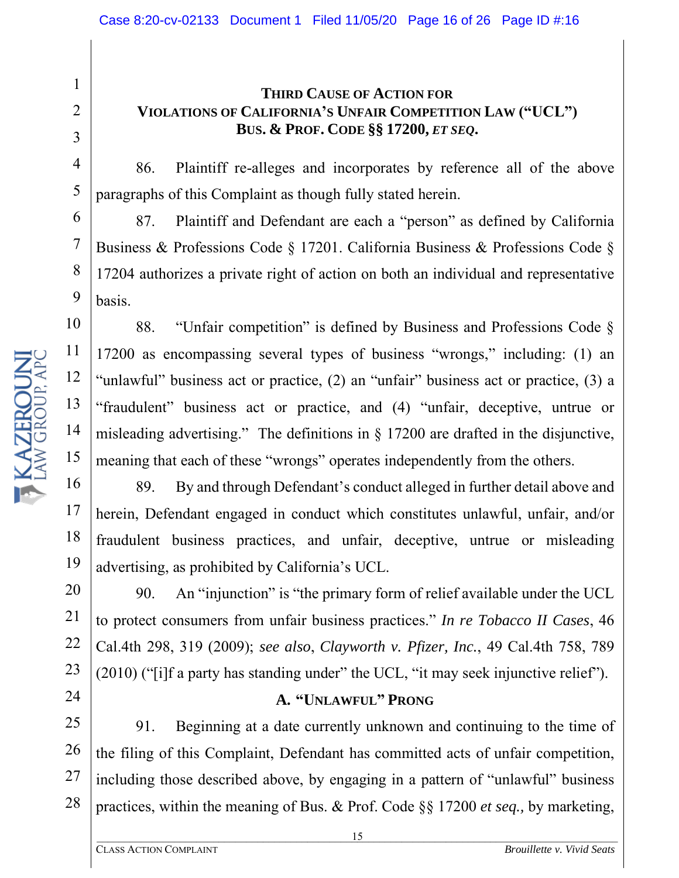### THIRD CAUSE OF ACTION FOR VIOLATIONS OF CALIFORNIA'S UNFAIR COMPETITION LAW ("UCL") BUS. & PROF. CODE §§ 17200, *ET SEQ*.

86. Plaintiff re-alleges and incorporates by reference all of the above paragraphs of this Complaint as though fully stated herein.

87. Plaintiff and Defendant are each a "person" as defined by California Business & Professions Code § 17201. California Business & Professions Code § 17204 authorizes a private right of action on both an individual and representative basis.

88. "Unfair competition" is defined by Business and Professions Code § 17200 as encompassing several types of business "wrongs," including: (1) an "unlawful" business act or practice, (2) an "unfair" business act or practice, (3) a "fraudulent" business act or practice, and (4) "unfair, deceptive, untrue or misleading advertising." The definitions in § 17200 are drafted in the disjunctive, meaning that each of these "wrongs" operates independently from the others.

89. By and through Defendant's conduct alleged in further detail above and herein, Defendant engaged in conduct which constitutes unlawful, unfair, and/or fraudulent business practices, and unfair, deceptive, untrue or misleading advertising, as prohibited by California's UCL.

90. An "injunction" is "the primary form of relief available under the UCL to protect consumers from unfair business practices." *In re Tobacco II Cases*, 46 Cal.4th 298, 319 (2009); *see also*, *Clayworth v. Pfizer, Inc.*, 49 Cal.4th 758, 789 (2010) ("[i]f a party has standing under" the UCL, "it may seek injunctive relief").

#### A. "UNLAWFUL" PRONG

91. Beginning at a date currently unknown and continuing to the time of the filing of this Complaint, Defendant has committed acts of unfair competition, including those described above, by engaging in a pattern of "unlawful" business practices, within the meaning of Bus. & Prof. Code §§ 17200 *et seq.,* by marketing,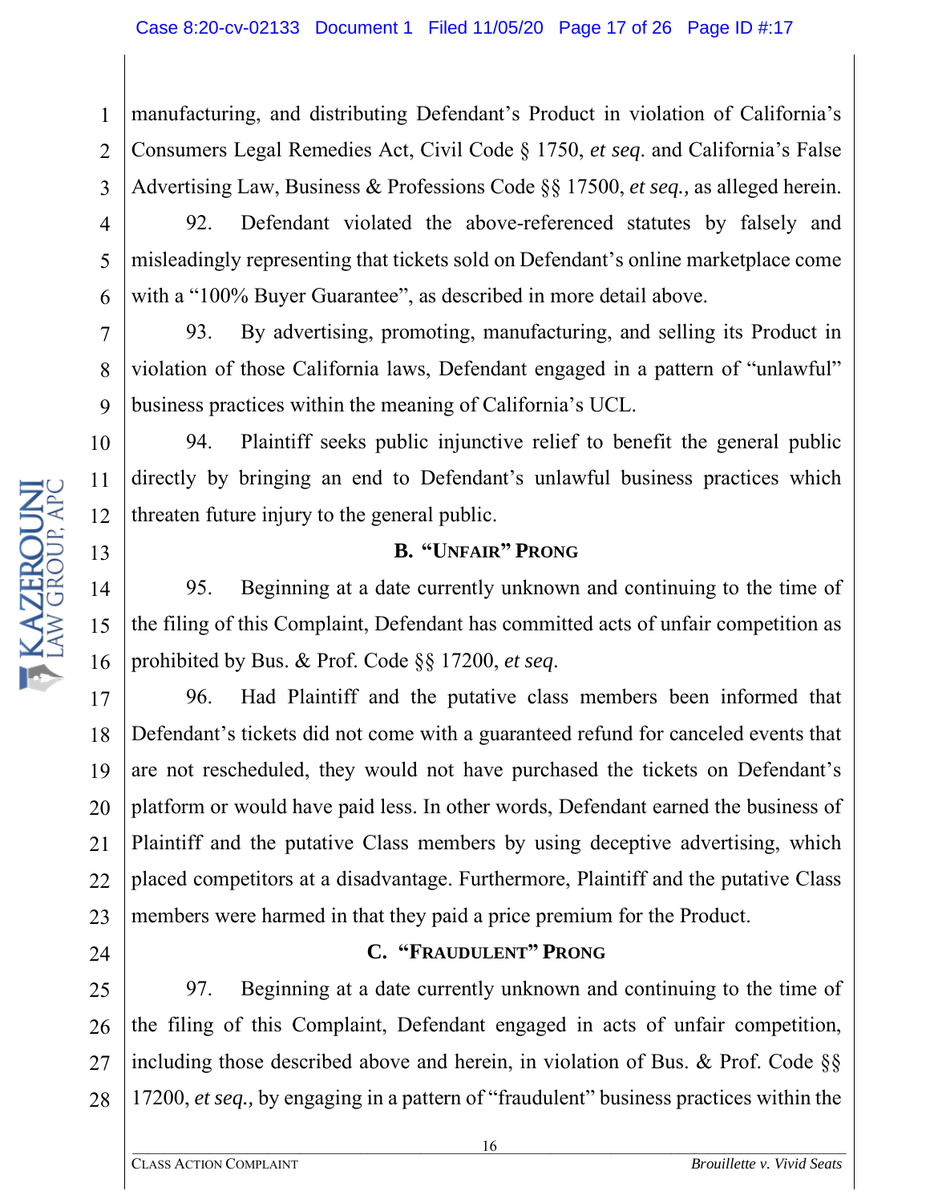manufacturing, and distributing Defendant's Product in violation of California's Consumers Legal Remedies Act, Civil Code § 1750, *et seq.* and California's False Advertising Law, Business & Professions Code §§ 17500, *et seq.,* as alleged herein.

92. Defendant violated the above-referenced statutes by falsely and misleadingly representing that tickets sold on Defendant's online marketplace come with a "100% Buyer Guarantee", as described in more detail above.

93. By advertising, promoting, manufacturing, and selling its Product in violation of those California laws, Defendant engaged in a pattern of "unlawful" business practices within the meaning of California's UCL.

94. Plaintiff seeks public injunctive relief to benefit the general public directly by bringing an end to Defendant's unlawful business practices which threaten future injury to the general public.

### B. "UNFAIR" PRONG

95. Beginning at a date currently unknown and continuing to the time of the filing of this Complaint, Defendant has committed acts of unfair competition as prohibited by Bus. & Prof. Code §§ 17200, *et seq*.

96. Had Plaintiff and the putative class members been informed that Defendant's tickets did not come with a guaranteed refund for canceled events that are not rescheduled, they would not have purchased the tickets on Defendant's platform or would have paid less. In other words, Defendant earned the business of Plaintiff and the putative Class members by using deceptive advertising, which placed competitors at a disadvantage. Furthermore, Plaintiff and the putative Class members were harmed in that they paid a price premium for the Product.

### C. "FRAUDULENT" PRONG

97. Beginning at a date currently unknown and continuing to the time of the filing of this Complaint, Defendant engaged in acts of unfair competition, including those described above and herein, in violation of Bus. & Prof. Code §§ 17200, *et seq.,* by engaging in a pattern of "fraudulent" business practices within the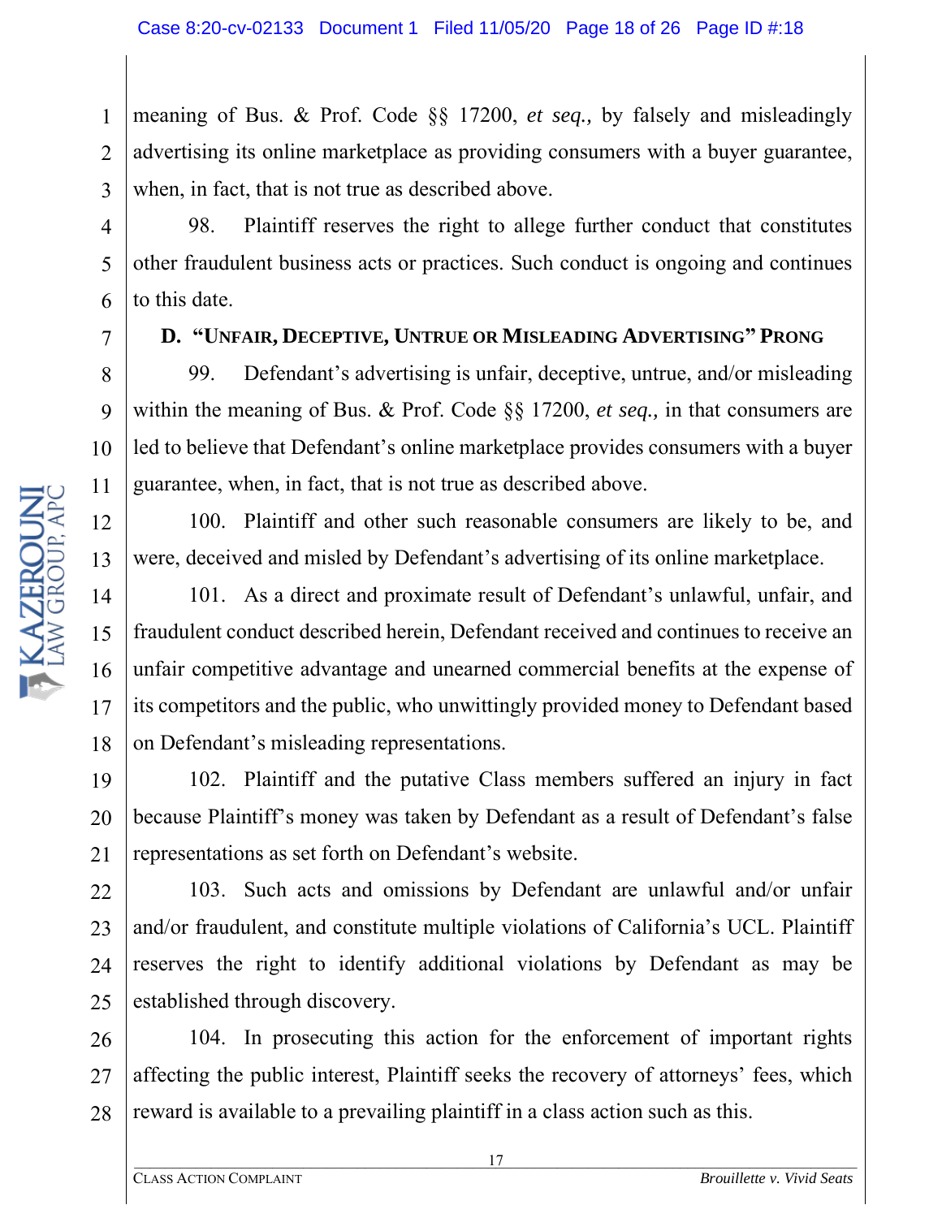meaning of Bus. & Prof. Code §§ 17200, *et seq.,* by falsely and misleadingly advertising its online marketplace as providing consumers with a buyer guarantee, when, in fact, that is not true as described above.

98. Plaintiff reserves the right to allege further conduct that constitutes other fraudulent business acts or practices. Such conduct is ongoing and continues to this date.

**D. "UNFAIR, DECEPTIVE, UNTRUE OR MISLEADING ADVERTISING" PRONG**

99. Defendant's advertising is unfair, deceptive, untrue, and/or misleading within the meaning of Bus. & Prof. Code §§ 17200, *et seq.,* in that consumers are led to believe that Defendant's online marketplace provides consumers with a buyer guarantee, when, in fact, that is not true as described above.

100. Plaintiff and other such reasonable consumers are likely to be, and were, deceived and misled by Defendant's advertising of its online marketplace.

101. As a direct and proximate result of Defendant's unlawful, unfair, and fraudulent conduct described herein, Defendant received and continues to receive an unfair competitive advantage and unearned commercial benefits at the expense of its competitors and the public, who unwittingly provided money to Defendant based on Defendant's misleading representations.

102. Plaintiff and the putative Class members suffered an injury in fact because Plaintiff's money was taken by Defendant as a result of Defendant's false representations as set forth on Defendant's website.

103. Such acts and omissions by Defendant are unlawful and/or unfair and/or fraudulent, and constitute multiple violations of California's UCL. Plaintiff reserves the right to identify additional violations by Defendant as may be established through discovery.

104. In prosecuting this action for the enforcement of important rights affecting the public interest, Plaintiff seeks the recovery of attorneys' fees, which reward is available to a prevailing plaintiff in a class action such as this.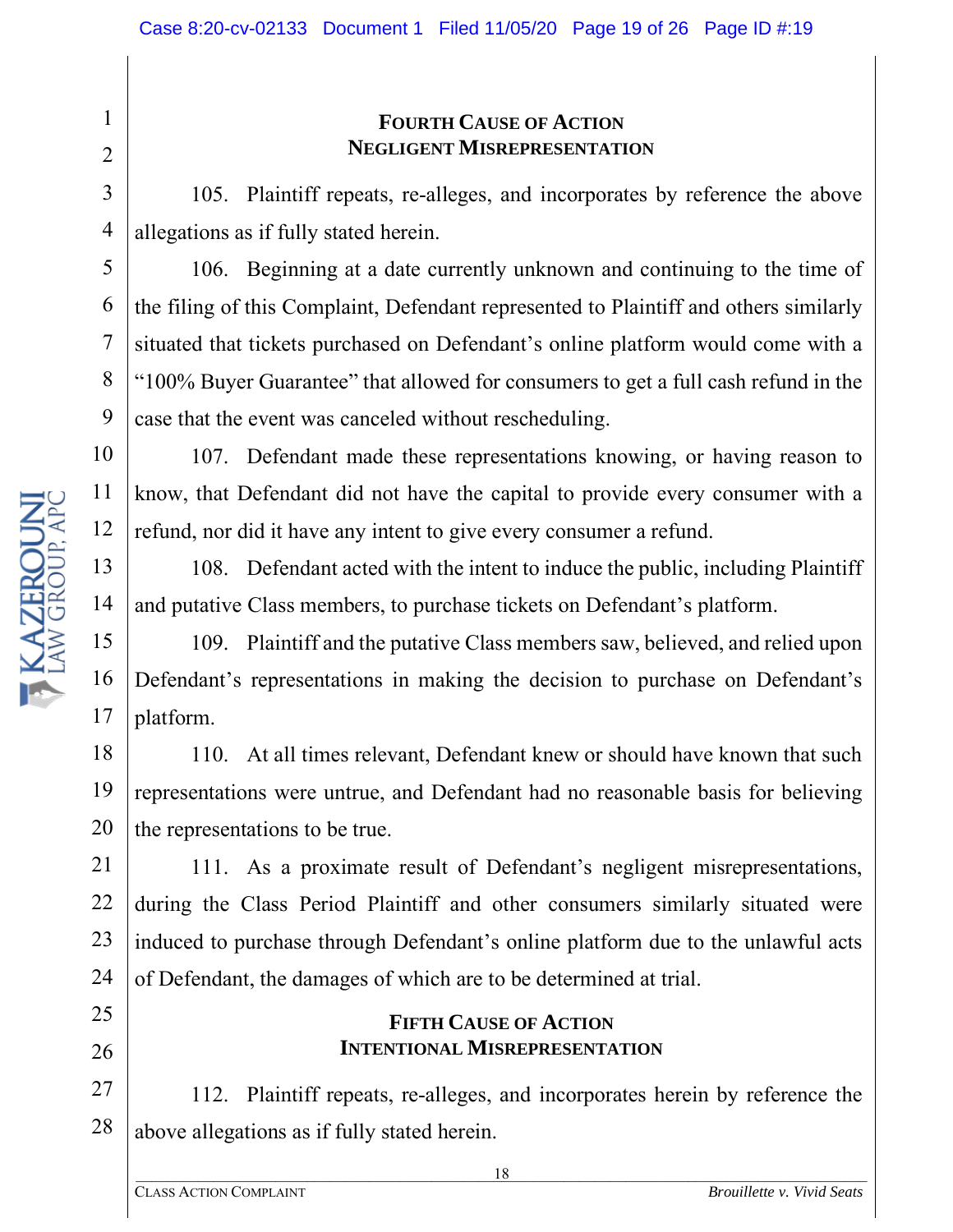## FOURTH CAUSE OF ACTION
## NEGLIGENT MISREPRESENTATION

105. Plaintiff repeats, re-alleges, and incorporates by reference the above allegations as if fully stated herein.

106. Beginning at a date currently unknown and continuing to the time of the filing of this Complaint, Defendant represented to Plaintiff and others similarly situated that tickets purchased on Defendant's online platform would come with a "100% Buyer Guarantee" that allowed for consumers to get a full cash refund in the case that the event was canceled without rescheduling.

107. Defendant made these representations knowing, or having reason to know, that Defendant did not have the capital to provide every consumer with a refund, nor did it have any intent to give every consumer a refund.

108. Defendant acted with the intent to induce the public, including Plaintiff and putative Class members, to purchase tickets on Defendant's platform.

109. Plaintiff and the putative Class members saw, believed, and relied upon Defendant's representations in making the decision to purchase on Defendant's platform.

110. At all times relevant, Defendant knew or should have known that such representations were untrue, and Defendant had no reasonable basis for believing the representations to be true.

111. As a proximate result of Defendant's negligent misrepresentations, during the Class Period Plaintiff and other consumers similarly situated were induced to purchase through Defendant's online platform due to the unlawful acts of Defendant, the damages of which are to be determined at trial.

## FIFTH CAUSE OF ACTION
## INTENTIONAL MISREPRESENTATION

112. Plaintiff repeats, re-alleges, and incorporates herein by reference the above allegations as if fully stated herein.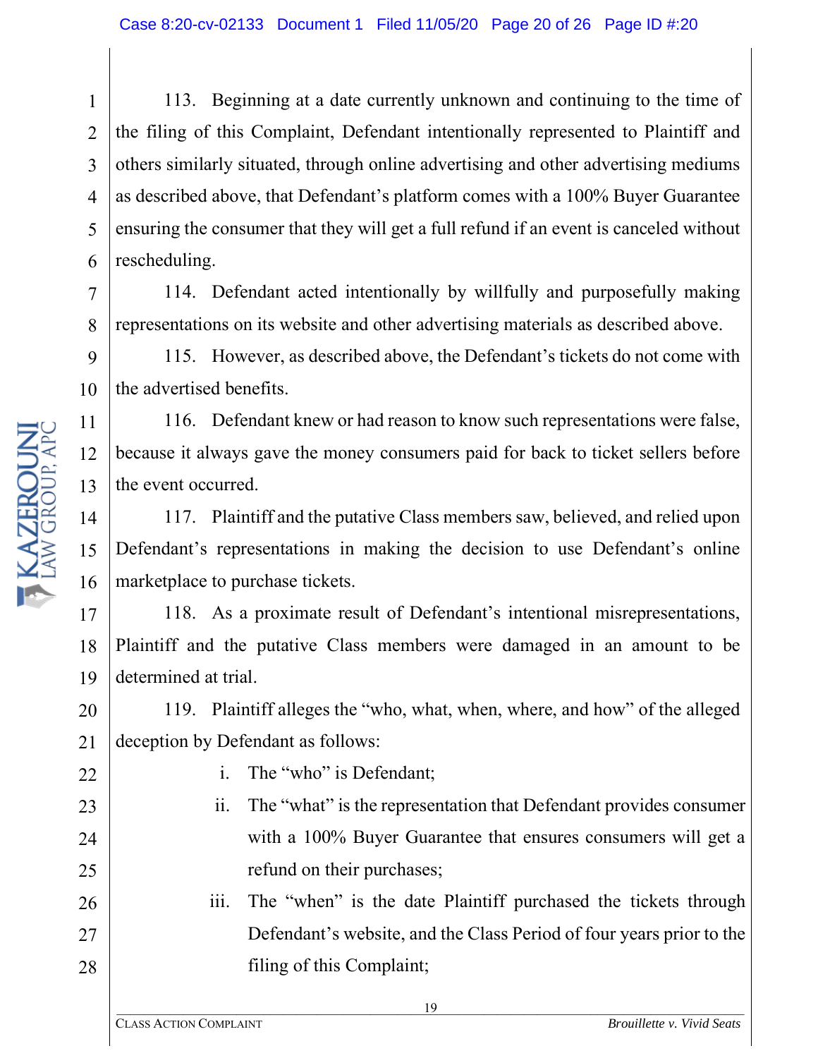113. Beginning at a date currently unknown and continuing to the time of the filing of this Complaint, Defendant intentionally represented to Plaintiff and others similarly situated, through online advertising and other advertising mediums as described above, that Defendant's platform comes with a 100% Buyer Guarantee ensuring the consumer that they will get a full refund if an event is canceled without rescheduling.

114. Defendant acted intentionally by willfully and purposefully making representations on its website and other advertising materials as described above.

115. However, as described above, the Defendant's tickets do not come with the advertised benefits.

116. Defendant knew or had reason to know such representations were false, because it always gave the money consumers paid for back to ticket sellers before the event occurred.

117. Plaintiff and the putative Class members saw, believed, and relied upon Defendant's representations in making the decision to use Defendant's online marketplace to purchase tickets.

118. As a proximate result of Defendant's intentional misrepresentations, Plaintiff and the putative Class members were damaged in an amount to be determined at trial.

119. Plaintiff alleges the "who, what, when, where, and how" of the alleged deception by Defendant as follows:

i. The "who" is Defendant;

ii. The "what" is the representation that Defendant provides consumer with a 100% Buyer Guarantee that ensures consumers will get a refund on their purchases;

iii. The "when" is the date Plaintiff purchased the tickets through Defendant's website, and the Class Period of four years prior to the filing of this Complaint;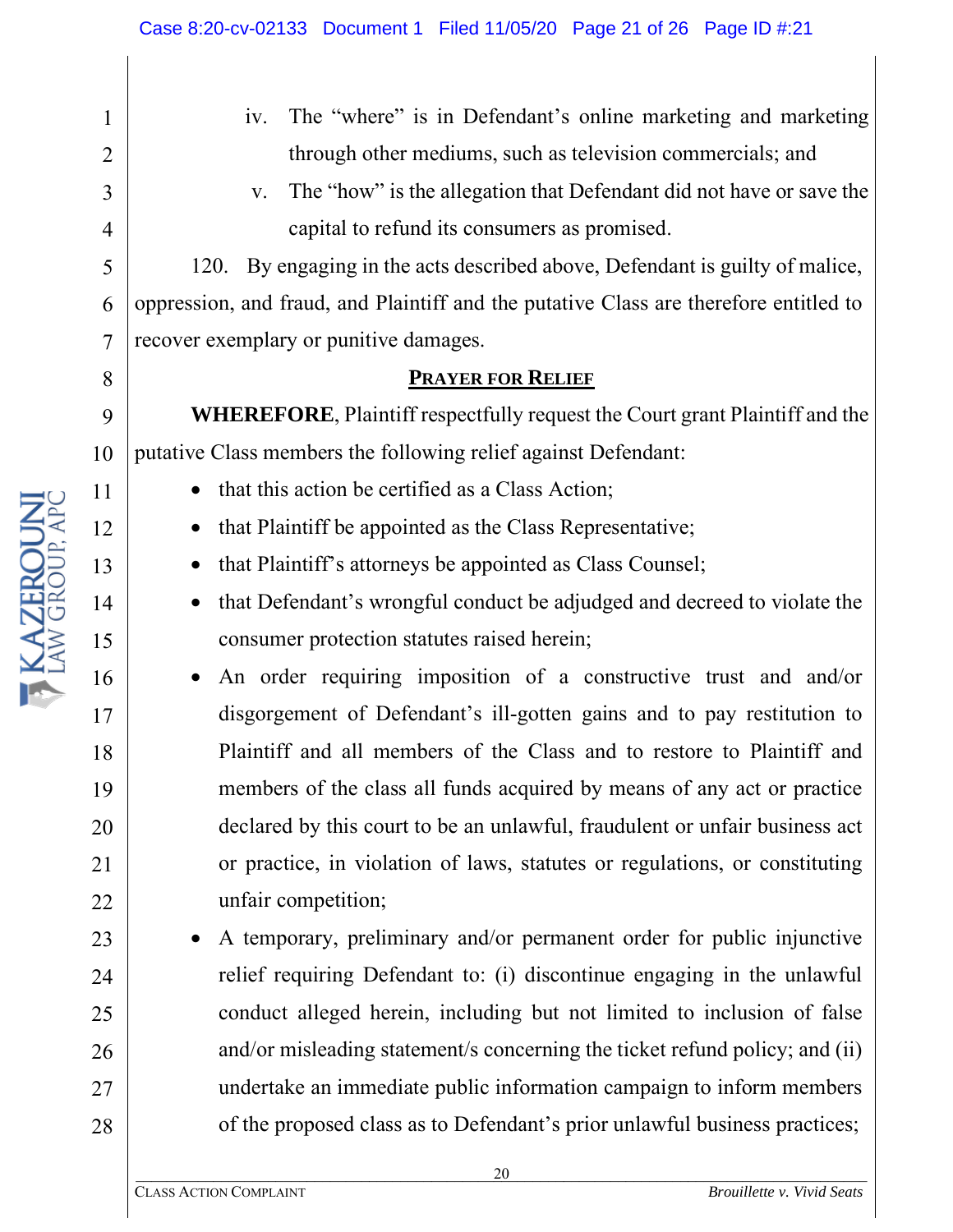iv. The "where" is in Defendant's online marketing and marketing through other mediums, such as television commercials; and

v. The "how" is the allegation that Defendant did not have or save the capital to refund its consumers as promised.

120. By engaging in the acts described above, Defendant is guilty of malice, oppression, and fraud, and Plaintiff and the putative Class are therefore entitled to recover exemplary or punitive damages.

## PRAYER FOR RELIEF

**WHEREFORE**, Plaintiff respectfully request the Court grant Plaintiff and the putative Class members the following relief against Defendant:

- that this action be certified as a Class Action;
- that Plaintiff be appointed as the Class Representative;
- that Plaintiff's attorneys be appointed as Class Counsel;
- that Defendant's wrongful conduct be adjudged and decreed to violate the consumer protection statutes raised herein;
- An order requiring imposition of a constructive trust and and/or disgorgement of Defendant's ill-gotten gains and to pay restitution to Plaintiff and all members of the Class and to restore to Plaintiff and members of the class all funds acquired by means of any act or practice declared by this court to be an unlawful, fraudulent or unfair business act or practice, in violation of laws, statutes or regulations, or constituting unfair competition;
- A temporary, preliminary and/or permanent order for public injunctive relief requiring Defendant to: (i) discontinue engaging in the unlawful conduct alleged herein, including but not limited to inclusion of false and/or misleading statement/s concerning the ticket refund policy; and (ii) undertake an immediate public information campaign to inform members of the proposed class as to Defendant's prior unlawful business practices;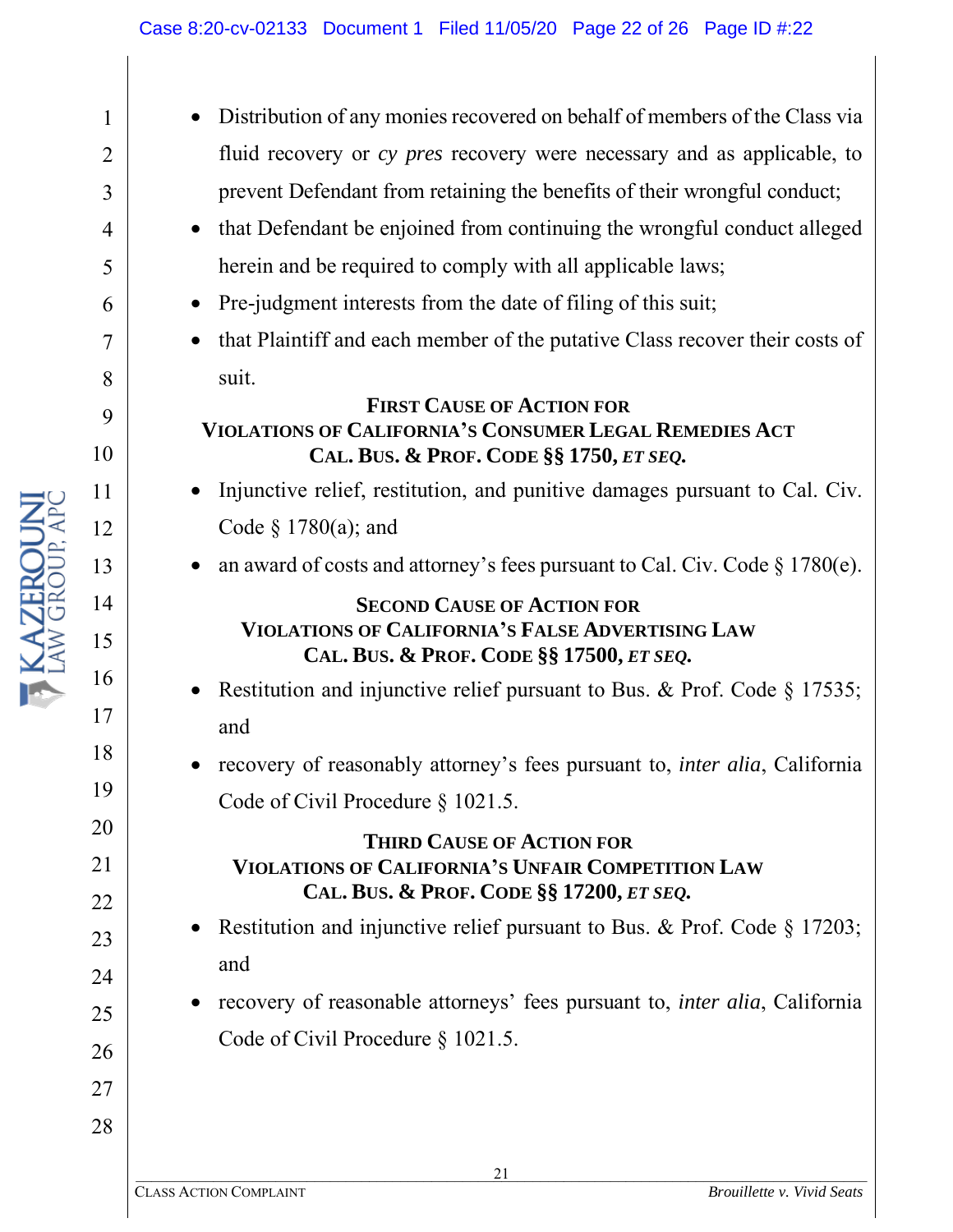- Distribution of any monies recovered on behalf of members of the Class via fluid recovery or *cy pres* recovery were necessary and as applicable, to prevent Defendant from retaining the benefits of their wrongful conduct;
- that Defendant be enjoined from continuing the wrongful conduct alleged herein and be required to comply with all applicable laws;
- Pre-judgment interests from the date of filing of this suit;
- that Plaintiff and each member of the putative Class recover their costs of suit.

**FIRST CAUSE OF ACTION FOR**
**VIOLATIONS OF CALIFORNIA'S CONSUMER LEGAL REMEDIES ACT**
**CAL. BUS. & PROF. CODE §§ 1750, *ET SEQ.***

- Injunctive relief, restitution, and punitive damages pursuant to Cal. Civ. Code § 1780(a); and
- an award of costs and attorney's fees pursuant to Cal. Civ. Code § 1780(e).

**SECOND CAUSE OF ACTION FOR**
**VIOLATIONS OF CALIFORNIA'S FALSE ADVERTISING LAW**
**CAL. BUS. & PROF. CODE §§ 17500, *ET SEQ.***

- Restitution and injunctive relief pursuant to Bus. & Prof. Code § 17535; and
- recovery of reasonably attorney's fees pursuant to, *inter alia*, California Code of Civil Procedure § 1021.5.

**THIRD CAUSE OF ACTION FOR**
**VIOLATIONS OF CALIFORNIA'S UNFAIR COMPETITION LAW**
**CAL. BUS. & PROF. CODE §§ 17200, *ET SEQ.***

- Restitution and injunctive relief pursuant to Bus. & Prof. Code § 17203; and
- recovery of reasonable attorneys' fees pursuant to, *inter alia*, California Code of Civil Procedure § 1021.5.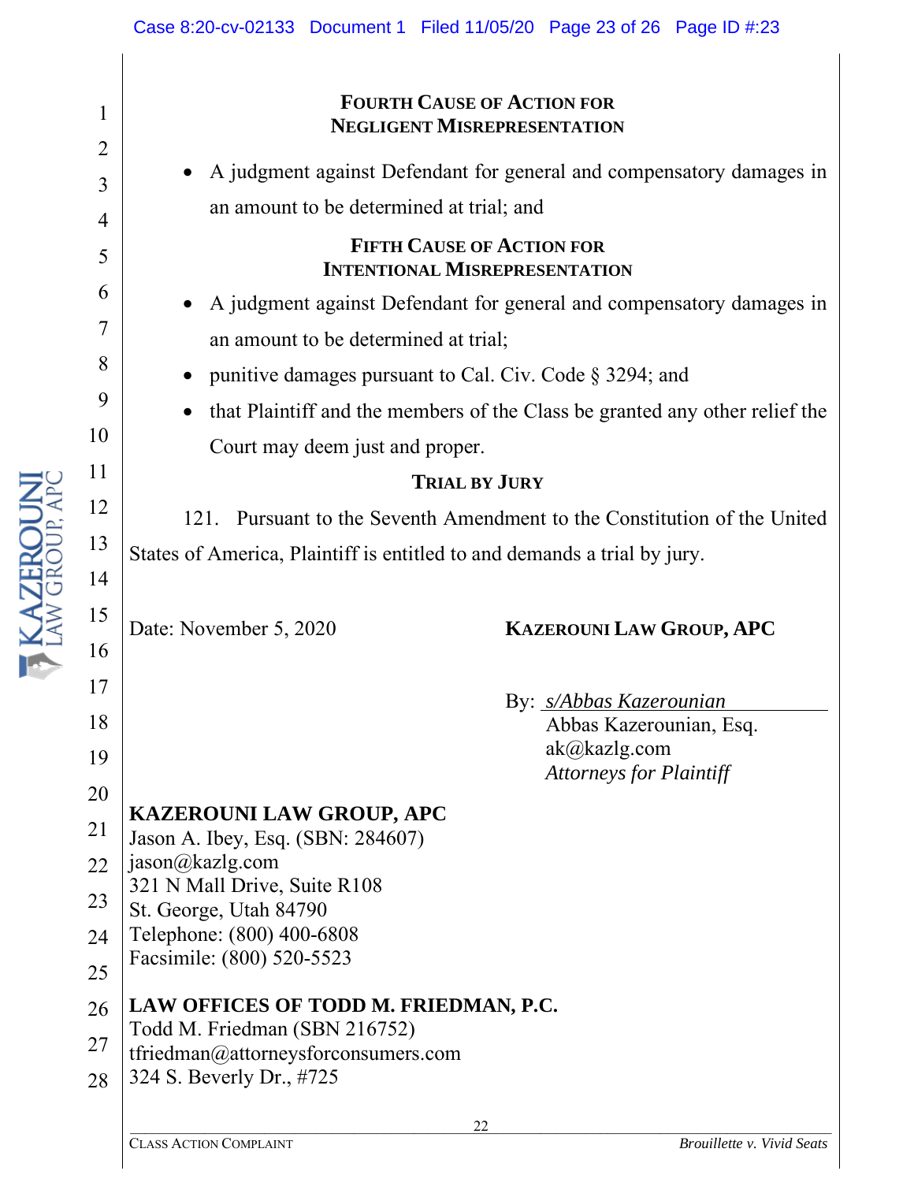### FOURTH CAUSE OF ACTION FOR NEGLIGENT MISREPRESENTATION

- A judgment against Defendant for general and compensatory damages in an amount to be determined at trial; and

### FIFTH CAUSE OF ACTION FOR INTENTIONAL MISREPRESENTATION

- A judgment against Defendant for general and compensatory damages in an amount to be determined at trial;
- punitive damages pursuant to Cal. Civ. Code § 3294; and
- that Plaintiff and the members of the Class be granted any other relief the Court may deem just and proper.

### TRIAL BY JURY

121. Pursuant to the Seventh Amendment to the Constitution of the United States of America, Plaintiff is entitled to and demands a trial by jury.

Date: November 5, 2020

**KAZEROUNI LAW GROUP, APC**

By: *s/Abbas Kazerounian*
Abbas Kazerounian, Esq.
ak@kazlg.com
*Attorneys for Plaintiff*

**KAZEROUNI LAW GROUP, APC**
Jason A. Ibey, Esq. (SBN: 284607)
jason@kazlg.com
321 N Mall Drive, Suite R108
St. George, Utah 84790
Telephone: (800) 400-6808
Facsimile: (800) 520-5523

**LAW OFFICES OF TODD M. FRIEDMAN, P.C.**
Todd M. Friedman (SBN 216752)
tfriedman@attorneysforconsumers.com
324 S. Beverly Dr., #725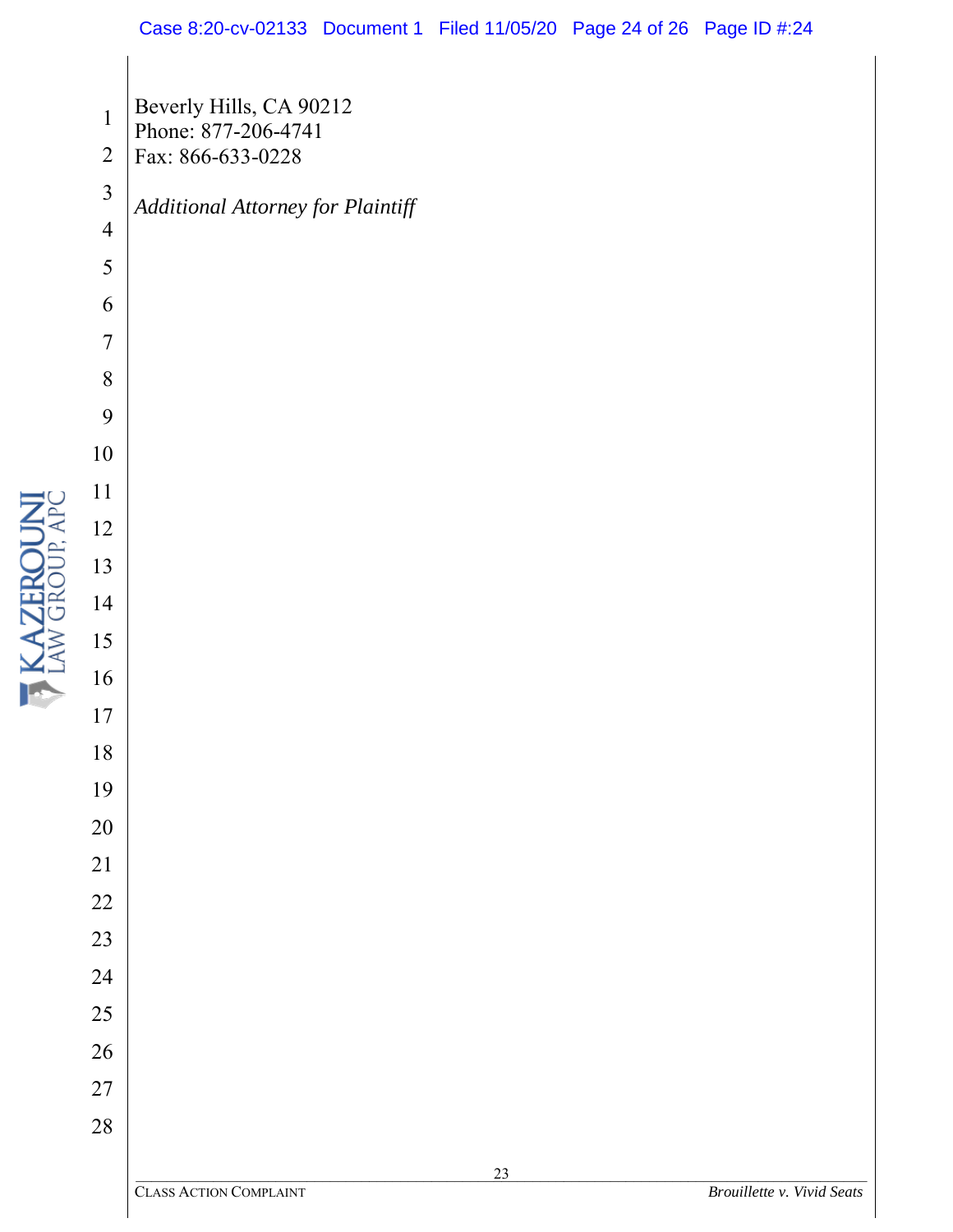Beverly Hills, CA 90212
Phone: 877-206-4741
Fax: 866-633-0228

*Additional Attorney for Plaintiff*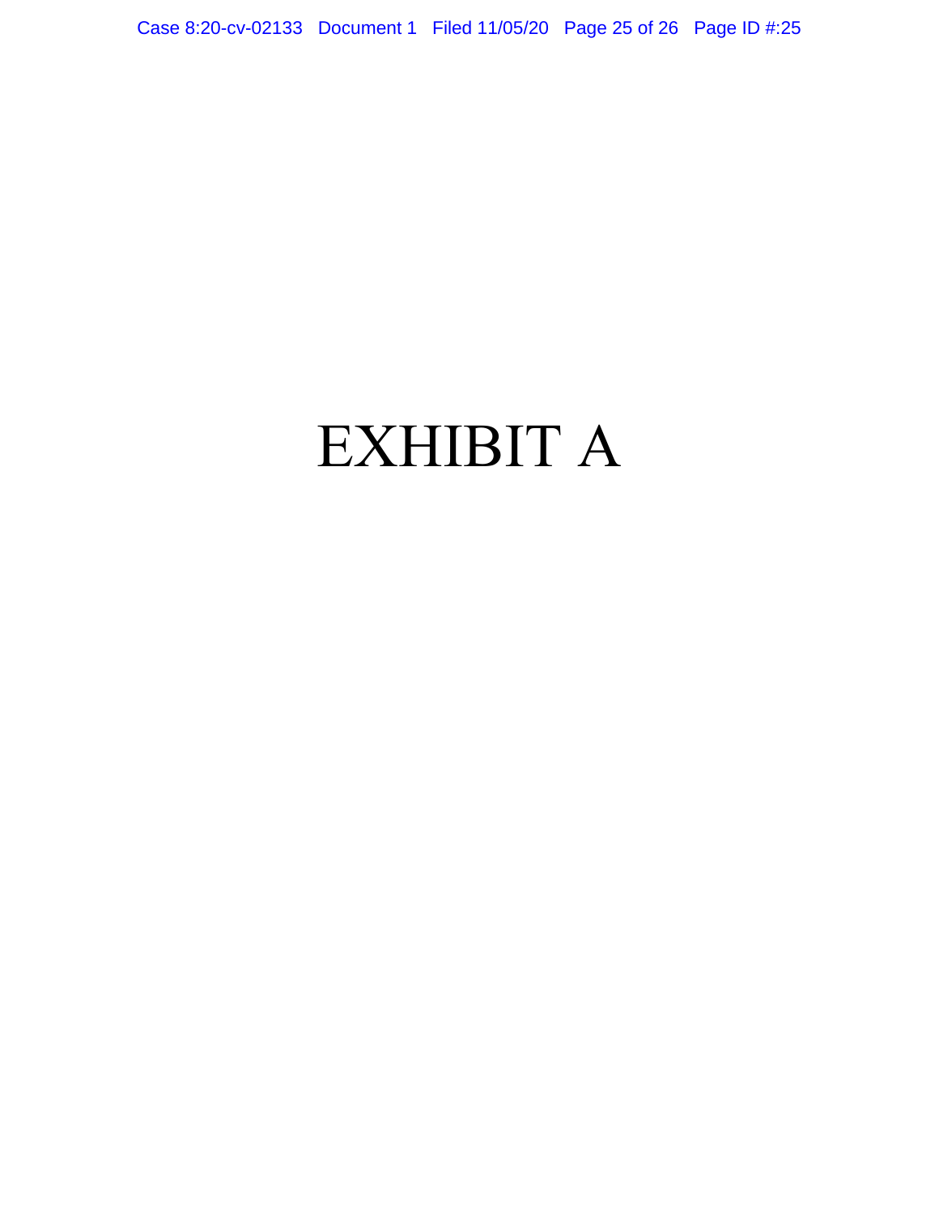# EXHIBIT A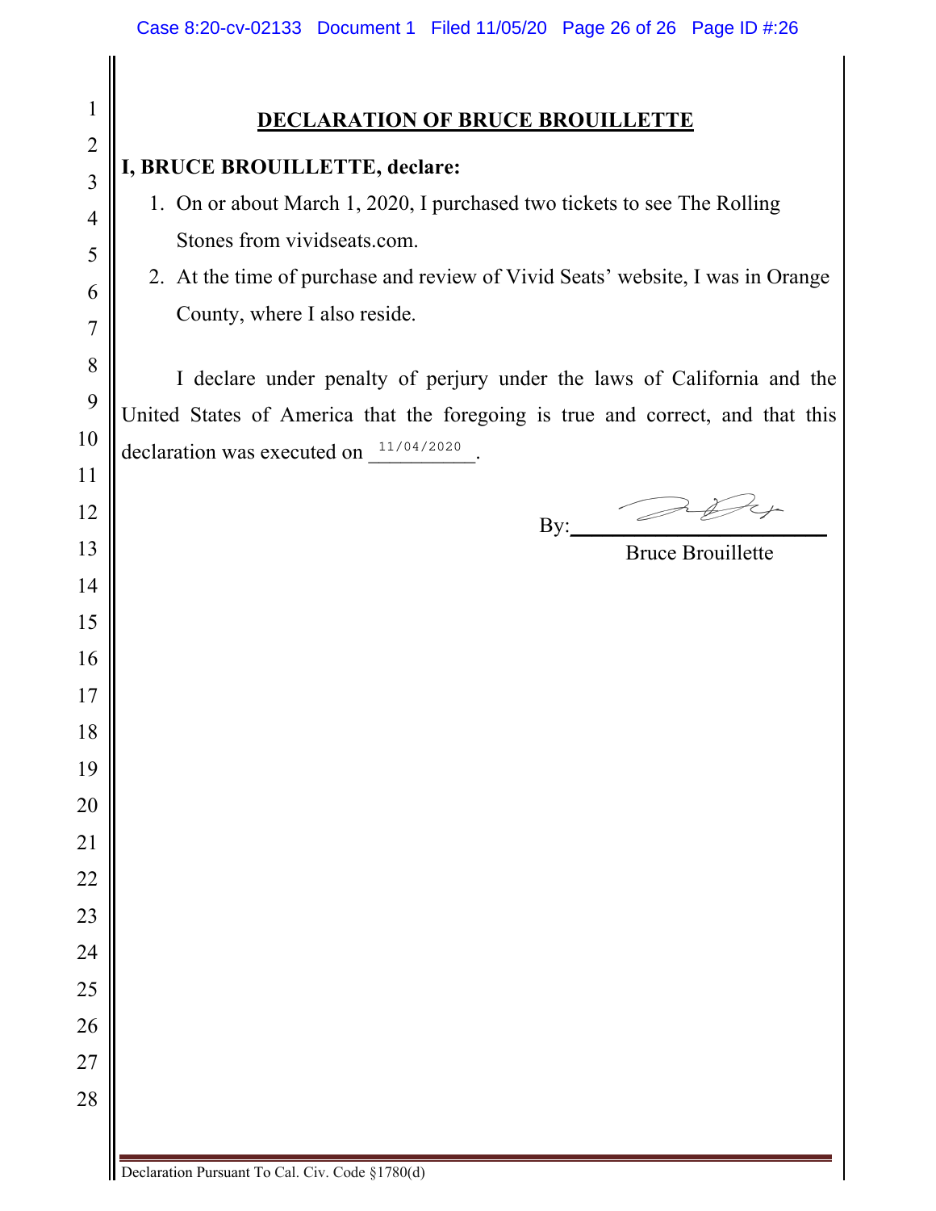## DECLARATION OF BRUCE BROUILLETTE

**I, BRUCE BROUILLETTE, declare:**

1. On or about March 1, 2020, I purchased two tickets to see The Rolling Stones from vividseats.com.
2. At the time of purchase and review of Vivid Seats' website, I was in Orange County, where I also reside.

I declare under penalty of perjury under the laws of California and the United States of America that the foregoing is true and correct, and that this declaration was executed on 11/04/2020.

By: ______________________

Bruce Brouillette

Declaration Pursuant To Cal. Civ. Code §1780(d)